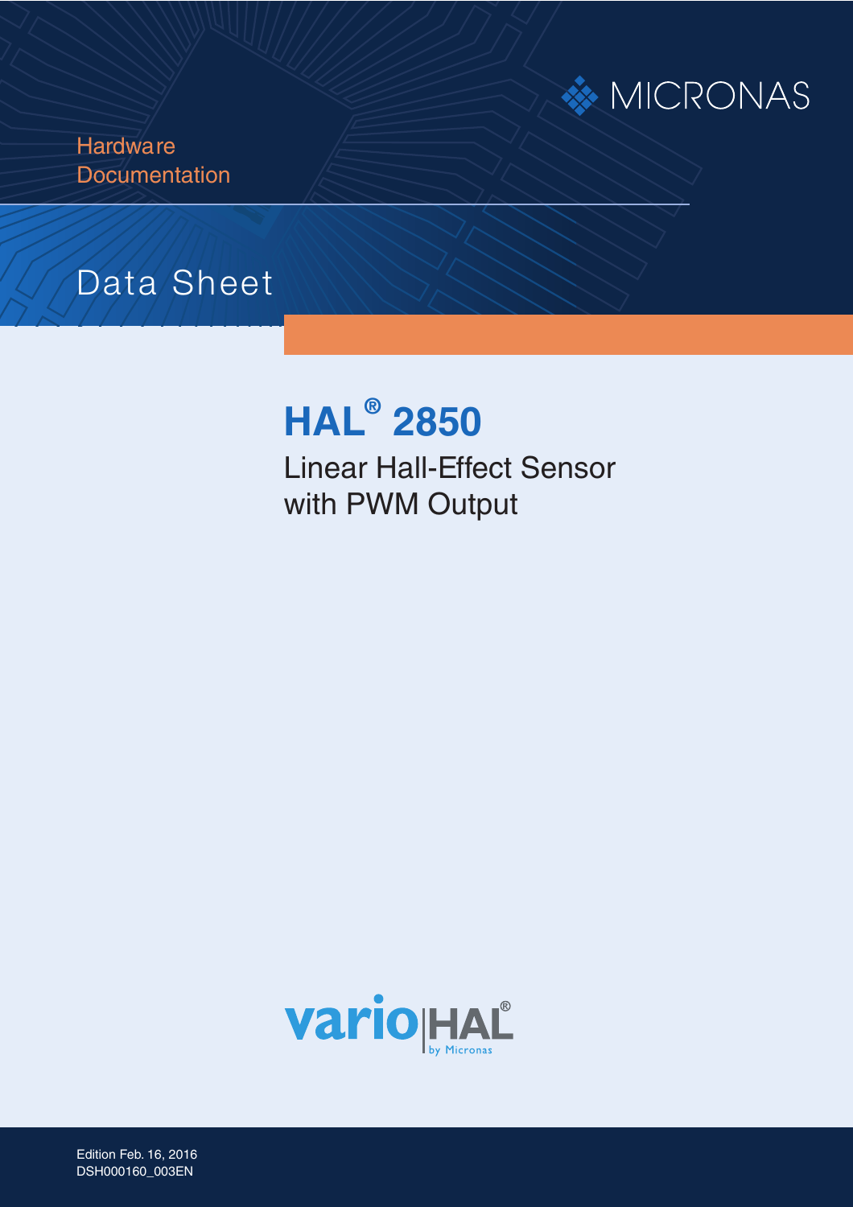MICRONAS

Hardware Documentation

# Data Sheet

## HAL® 2850

Linear Hall-Effect Sensor with PWM Output

varioHAL® by Micronas

Edition Feb. 16, 2016
DSH000160_003EN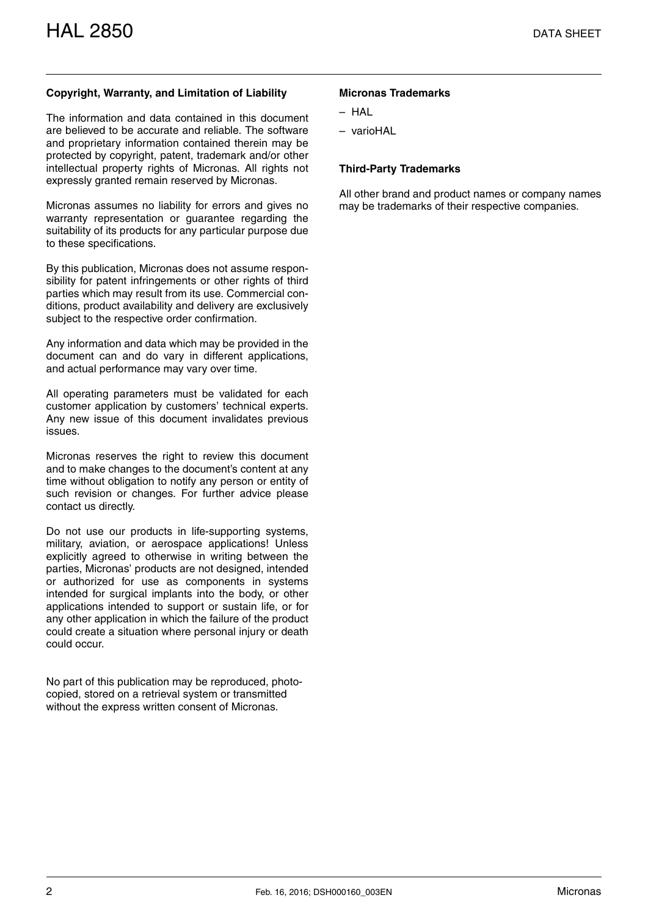### Copyright, Warranty, and Limitation of Liability

The information and data contained in this document are believed to be accurate and reliable. The software and proprietary information contained therein may be protected by copyright, patent, trademark and/or other intellectual property rights of Micronas. All rights not expressly granted remain reserved by Micronas.

Micronas assumes no liability for errors and gives no warranty representation or guarantee regarding the suitability of its products for any particular purpose due to these specifications.

By this publication, Micronas does not assume responsibility for patent infringements or other rights of third parties which may result from its use. Commercial conditions, product availability and delivery are exclusively subject to the respective order confirmation.

Any information and data which may be provided in the document can and do vary in different applications, and actual performance may vary over time.

All operating parameters must be validated for each customer application by customers' technical experts. Any new issue of this document invalidates previous issues.

Micronas reserves the right to review this document and to make changes to the document's content at any time without obligation to notify any person or entity of such revision or changes. For further advice please contact us directly.

Do not use our products in life-supporting systems, military, aviation, or aerospace applications! Unless explicitly agreed to otherwise in writing between the parties, Micronas' products are not designed, intended or authorized for use as components in systems intended for surgical implants into the body, or other applications intended to support or sustain life, or for any other application in which the failure of the product could create a situation where personal injury or death could occur.

No part of this publication may be reproduced, photocopied, stored on a retrieval system or transmitted without the express written consent of Micronas.

### Micronas Trademarks

– HAL

– varioHAL

### Third-Party Trademarks

All other brand and product names or company names may be trademarks of their respective companies.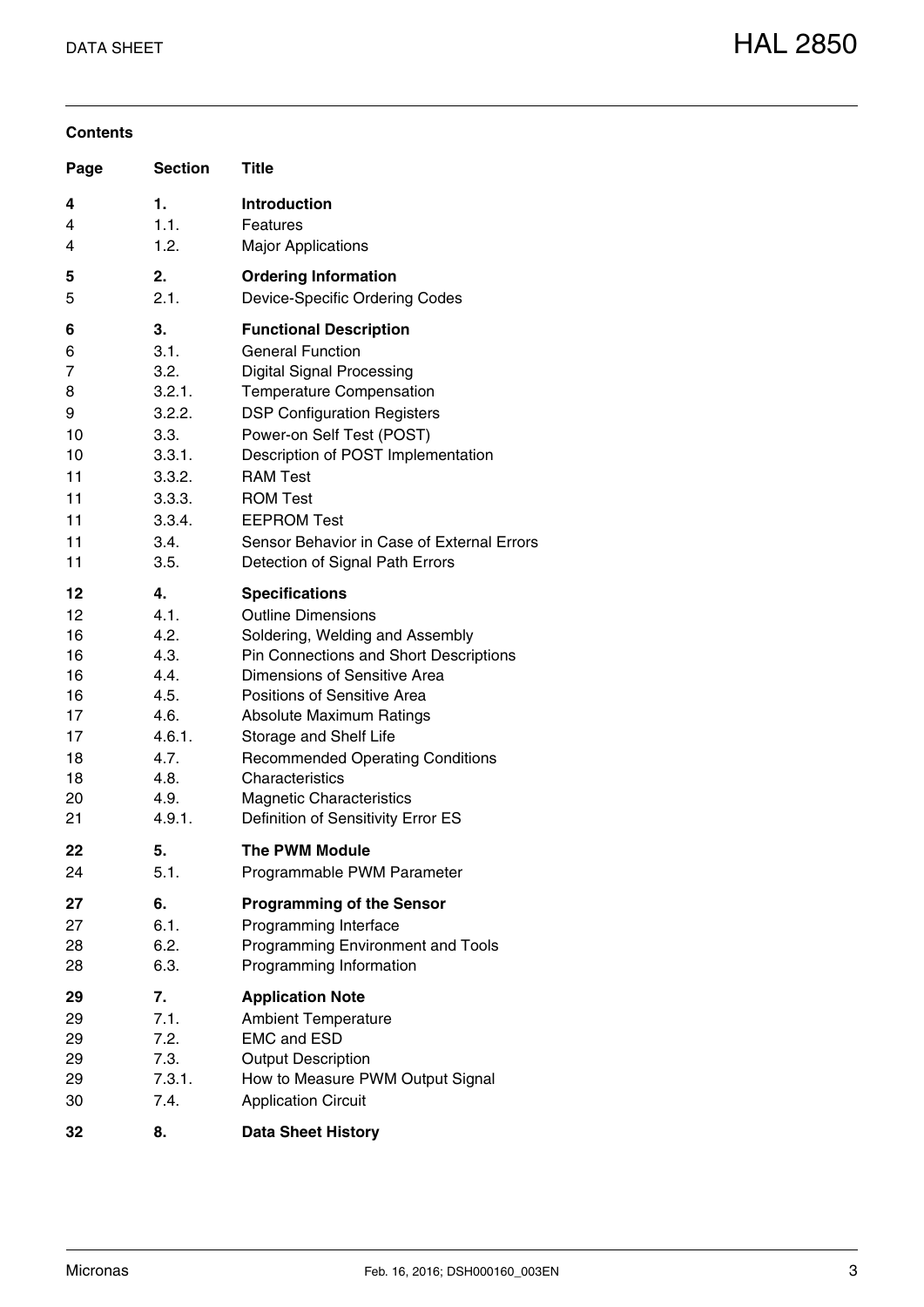**Contents**

| Page | Section | Title |
|---|---|---|
| **4** | **1.** | **Introduction** |
| 4 | 1.1. | Features |
| 4 | 1.2. | Major Applications |
| **5** | **2.** | **Ordering Information** |
| 5 | 2.1. | Device-Specific Ordering Codes |
| **6** | **3.** | **Functional Description** |
| 6 | 3.1. | General Function |
| 7 | 3.2. | Digital Signal Processing |
| 8 | 3.2.1. | Temperature Compensation |
| 9 | 3.2.2. | DSP Configuration Registers |
| 10 | 3.3. | Power-on Self Test (POST) |
| 10 | 3.3.1. | Description of POST Implementation |
| 11 | 3.3.2. | RAM Test |
| 11 | 3.3.3. | ROM Test |
| 11 | 3.3.4. | EEPROM Test |
| 11 | 3.4. | Sensor Behavior in Case of External Errors |
| 11 | 3.5. | Detection of Signal Path Errors |
| **12** | **4.** | **Specifications** |
| 12 | 4.1. | Outline Dimensions |
| 16 | 4.2. | Soldering, Welding and Assembly |
| 16 | 4.3. | Pin Connections and Short Descriptions |
| 16 | 4.4. | Dimensions of Sensitive Area |
| 16 | 4.5. | Positions of Sensitive Area |
| 17 | 4.6. | Absolute Maximum Ratings |
| 17 | 4.6.1. | Storage and Shelf Life |
| 18 | 4.7. | Recommended Operating Conditions |
| 18 | 4.8. | Characteristics |
| 20 | 4.9. | Magnetic Characteristics |
| 21 | 4.9.1. | Definition of Sensitivity Error ES |
| **22** | **5.** | **The PWM Module** |
| 24 | 5.1. | Programmable PWM Parameter |
| **27** | **6.** | **Programming of the Sensor** |
| 27 | 6.1. | Programming Interface |
| 28 | 6.2. | Programming Environment and Tools |
| 28 | 6.3. | Programming Information |
| **29** | **7.** | **Application Note** |
| 29 | 7.1. | Ambient Temperature |
| 29 | 7.2. | EMC and ESD |
| 29 | 7.3. | Output Description |
| 29 | 7.3.1. | How to Measure PWM Output Signal |
| 30 | 7.4. | Application Circuit |
| **32** | **8.** | **Data Sheet History** |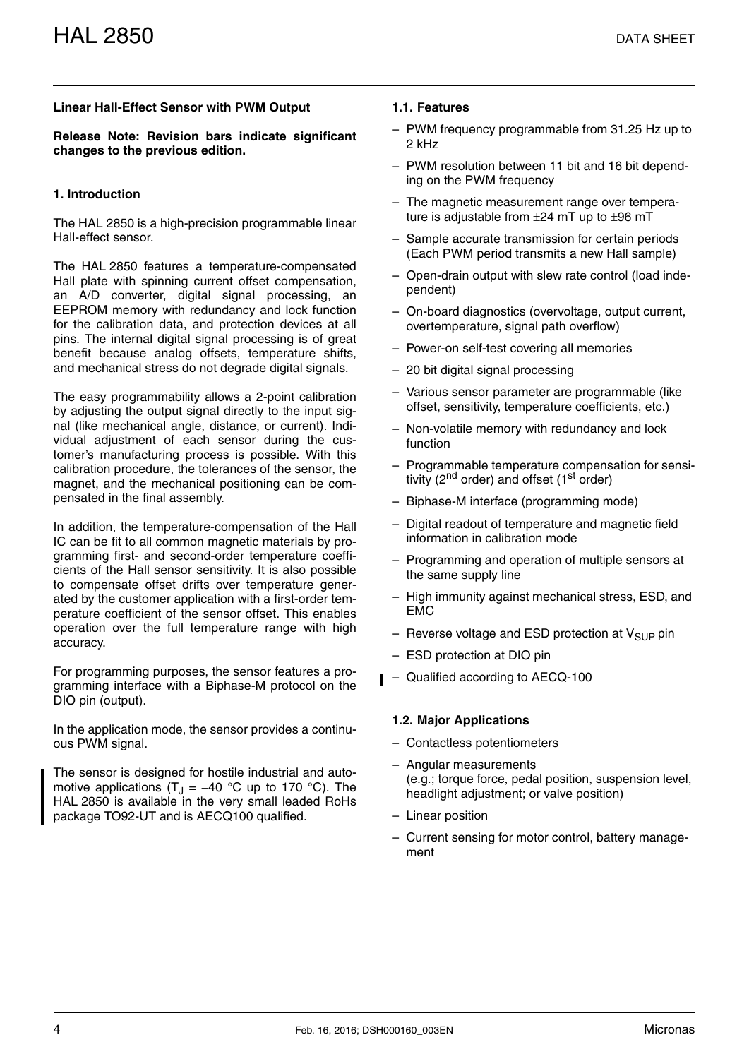**Linear Hall-Effect Sensor with PWM Output**

**Release Note: Revision bars indicate significant changes to the previous edition.**

## 1. Introduction

The HAL 2850 is a high-precision programmable linear Hall-effect sensor.

The HAL 2850 features a temperature-compensated Hall plate with spinning current offset compensation, an A/D converter, digital signal processing, an EEPROM memory with redundancy and lock function for the calibration data, and protection devices at all pins. The internal digital signal processing is of great benefit because analog offsets, temperature shifts, and mechanical stress do not degrade digital signals.

The easy programmability allows a 2-point calibration by adjusting the output signal directly to the input signal (like mechanical angle, distance, or current). Individual adjustment of each sensor during the customer's manufacturing process is possible. With this calibration procedure, the tolerances of the sensor, the magnet, and the mechanical positioning can be compensated in the final assembly.

In addition, the temperature-compensation of the Hall IC can be fit to all common magnetic materials by programming first- and second-order temperature coefficients of the Hall sensor sensitivity. It is also possible to compensate offset drifts over temperature generated by the customer application with a first-order temperature coefficient of the sensor offset. This enables operation over the full temperature range with high accuracy.

For programming purposes, the sensor features a programming interface with a Biphase-M protocol on the DIO pin (output).

In the application mode, the sensor provides a continuous PWM signal.

The sensor is designed for hostile industrial and automotive applications ($T_J$ = –40 °C up to 170 °C). The HAL 2850 is available in the very small leaded RoHs package TO92-UT and is AECQ100 qualified.

### 1.1. Features

- PWM frequency programmable from 31.25 Hz up to 2 kHz
- PWM resolution between 11 bit and 16 bit depending on the PWM frequency
- The magnetic measurement range over temperature is adjustable from ±24 mT up to ±96 mT
- Sample accurate transmission for certain periods (Each PWM period transmits a new Hall sample)
- Open-drain output with slew rate control (load independent)
- On-board diagnostics (overvoltage, output current, overtemperature, signal path overflow)
- Power-on self-test covering all memories
- 20 bit digital signal processing
- Various sensor parameter are programmable (like offset, sensitivity, temperature coefficients, etc.)
- Non-volatile memory with redundancy and lock function
- Programmable temperature compensation for sensitivity ($2^{nd}$ order) and offset ($1^{st}$ order)
- Biphase-M interface (programming mode)
- Digital readout of temperature and magnetic field information in calibration mode
- Programming and operation of multiple sensors at the same supply line
- High immunity against mechanical stress, ESD, and EMC
- Reverse voltage and ESD protection at $V_{SUP}$ pin
- ESD protection at DIO pin
- Qualified according to AECQ-100

### 1.2. Major Applications

- Contactless potentiometers
- Angular measurements (e.g.; torque force, pedal position, suspension level, headlight adjustment; or valve position)
- Linear position
- Current sensing for motor control, battery management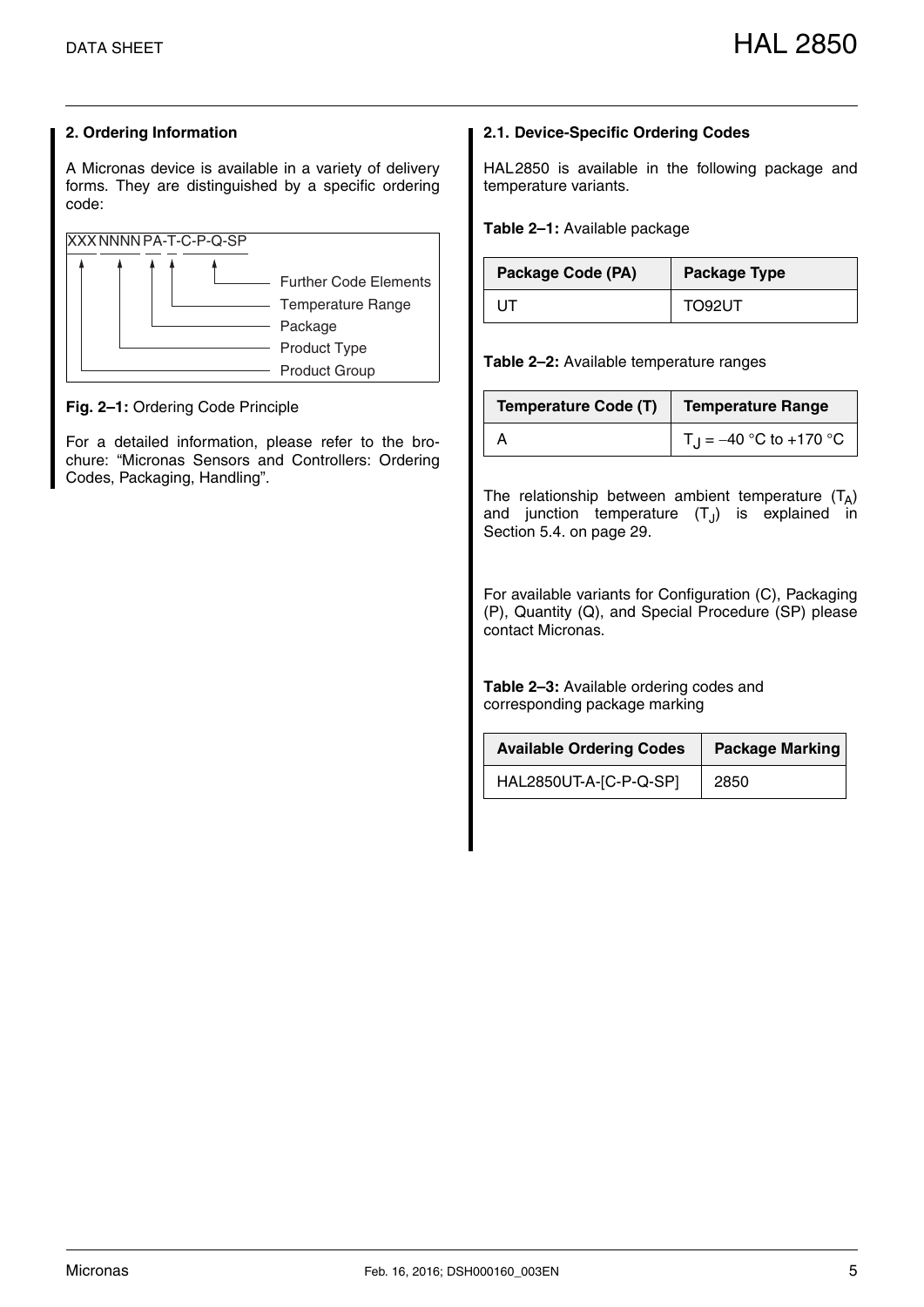## 2. Ordering Information

A Micronas device is available in a variety of delivery forms. They are distinguished by a specific ordering code:

XXX NNNN PA-T-C-P-Q-SP

Further Code Elements
Temperature Range
Package
Product Type
Product Group

**Fig. 2–1:** Ordering Code Principle

For a detailed information, please refer to the brochure: "Micronas Sensors and Controllers: Ordering Codes, Packaging, Handling".

### 2.1. Device-Specific Ordering Codes

HAL2850 is available in the following package and temperature variants.

**Table 2–1:** Available package

| Package Code (PA) | Package Type |
|---|---|
| UT | TO92UT |

**Table 2–2:** Available temperature ranges

| Temperature Code (T) | Temperature Range |
|---|---|
| A | $T_J$ = −40 °C to +170 °C |

The relationship between ambient temperature ($T_A$) and junction temperature ($T_J$) is explained in Section 5.4. on page 29.

For available variants for Configuration (C), Packaging (P), Quantity (Q), and Special Procedure (SP) please contact Micronas.

**Table 2–3:** Available ordering codes and corresponding package marking

| Available Ordering Codes | Package Marking |
|---|---|
| HAL2850UT-A-[C-P-Q-SP] | 2850 |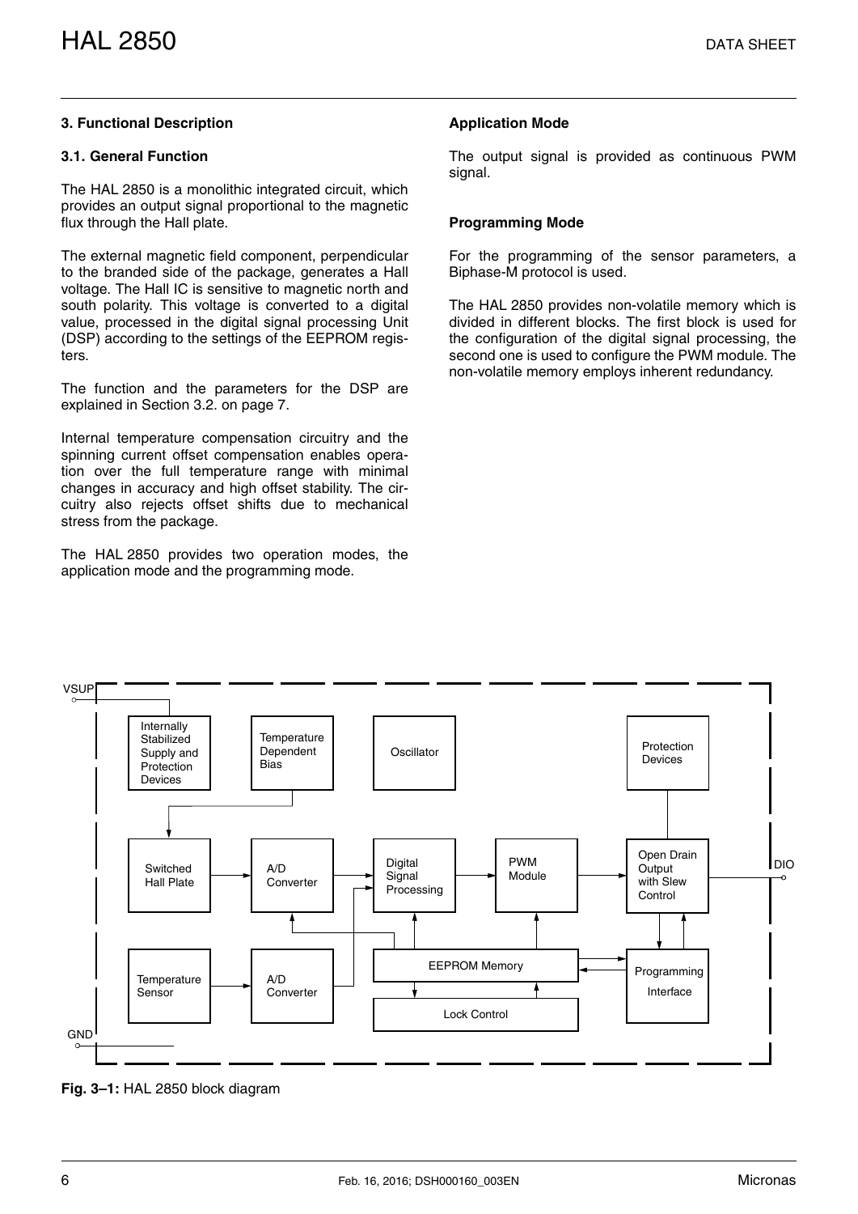## 3. Functional Description

### 3.1. General Function

The HAL 2850 is a monolithic integrated circuit, which provides an output signal proportional to the magnetic flux through the Hall plate.

The external magnetic field component, perpendicular to the branded side of the package, generates a Hall voltage. The Hall IC is sensitive to magnetic north and south polarity. This voltage is converted to a digital value, processed in the digital signal processing Unit (DSP) according to the settings of the EEPROM registers.

The function and the parameters for the DSP are explained in Section 3.2. on page 7.

Internal temperature compensation circuitry and the spinning current offset compensation enables operation over the full temperature range with minimal changes in accuracy and high offset stability. The circuitry also rejects offset shifts due to mechanical stress from the package.

The HAL 2850 provides two operation modes, the application mode and the programming mode.

**Application Mode**

The output signal is provided as continuous PWM signal.

**Programming Mode**

For the programming of the sensor parameters, a Biphase-M protocol is used.

The HAL 2850 provides non-volatile memory which is divided in different blocks. The first block is used for the configuration of the digital signal processing, the second one is used to configure the PWM module. The non-volatile memory employs inherent redundancy.

VSUP
Internally Stabilized Supply and Protection Devices
Temperature Dependent Bias
Oscillator
Protection Devices
Switched Hall Plate
A/D Converter
Digital Signal Processing
PWM Module
Open Drain Output with Slew Control
DIO
Temperature Sensor
A/D Converter
EEPROM Memory
Lock Control
Programming Interface
GND

**Fig. 3–1:** HAL 2850 block diagram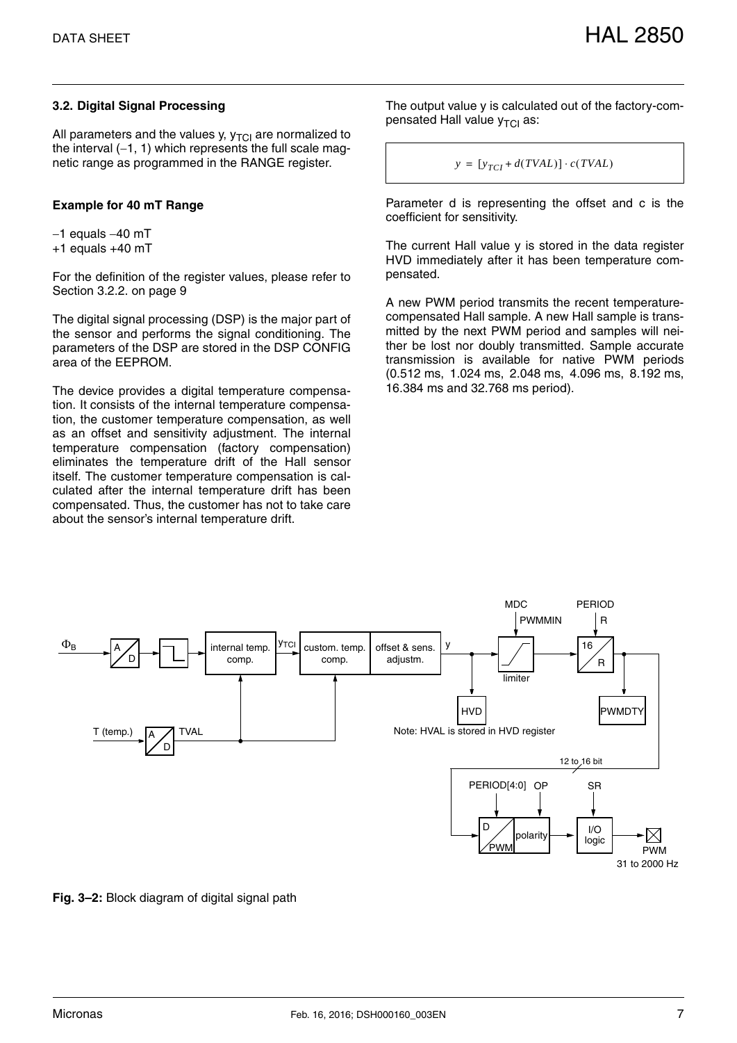### 3.2. Digital Signal Processing

All parameters and the values y, $y_{TCI}$ are normalized to the interval (−1, 1) which represents the full scale magnetic range as programmed in the RANGE register.

**Example for 40 mT Range**

−1 equals −40 mT
+1 equals +40 mT

For the definition of the register values, please refer to Section 3.2.2. on page 9

The digital signal processing (DSP) is the major part of the sensor and performs the signal conditioning. The parameters of the DSP are stored in the DSP CONFIG area of the EEPROM.

The device provides a digital temperature compensation. It consists of the internal temperature compensation, the customer temperature compensation, as well as an offset and sensitivity adjustment. The internal temperature compensation (factory compensation) eliminates the temperature drift of the Hall sensor itself. The customer temperature compensation is calculated after the internal temperature drift has been compensated. Thus, the customer has not to take care about the sensor's internal temperature drift.

The output value y is calculated out of the factory-compensated Hall value $y_{TCI}$ as:

$$y = [y_{TCI} + d(TVAL)] \cdot c(TVAL)$$

Parameter d is representing the offset and c is the coefficient for sensitivity.

The current Hall value y is stored in the data register HVD immediately after it has been temperature compensated.

A new PWM period transmits the recent temperature-compensated Hall sample. A new Hall sample is transmitted by the next PWM period and samples will neither be lost nor doubly transmitted. Sample accurate transmission is available for native PWM periods (0.512 ms, 1.024 ms, 2.048 ms, 4.096 ms, 8.192 ms, 16.384 ms and 32.768 ms period).

$\Phi_B$
A/D
internal temp. comp.
$y_{TCI}$
custom. temp. comp.
offset & sens. adjustm.
y
MDC
PWMMIN
limiter
PERIOD
R
16/R
HVD
PWMDTY
T (temp.)
A/D
TVAL
Note: HVAL is stored in HVD register
12 to 16 bit
PERIOD[4:0]
OP
SR
D/PWM
polarity
I/O logic
PWM
31 to 2000 Hz

**Fig. 3–2:** Block diagram of digital signal path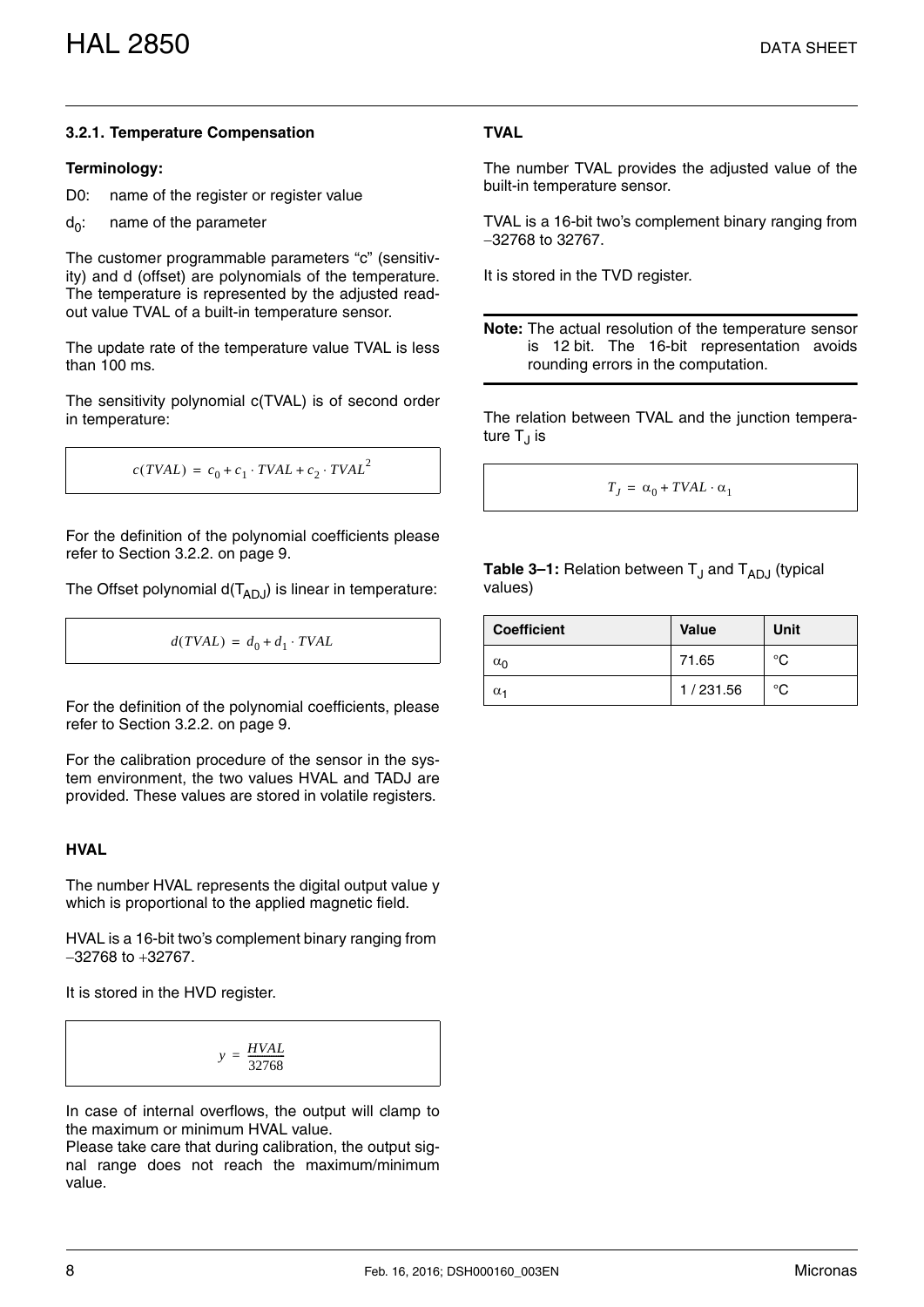### 3.2.1. Temperature Compensation

**Terminology:**

D0: name of the register or register value

$d_0$: name of the parameter

The customer programmable parameters "c" (sensitivity) and d (offset) are polynomials of the temperature. The temperature is represented by the adjusted readout value TVAL of a built-in temperature sensor.

The update rate of the temperature value TVAL is less than 100 ms.

The sensitivity polynomial c(TVAL) is of second order in temperature:

$$c(TVAL) = c_0 + c_1 \cdot TVAL + c_2 \cdot TVAL^2$$

For the definition of the polynomial coefficients please refer to Section 3.2.2. on page 9.

The Offset polynomial $d(T_{ADJ})$ is linear in temperature:

$$d(TVAL) = d_0 + d_1 \cdot TVAL$$

For the definition of the polynomial coefficients, please refer to Section 3.2.2. on page 9.

For the calibration procedure of the sensor in the system environment, the two values HVAL and TADJ are provided. These values are stored in volatile registers.

#### HVAL

The number HVAL represents the digital output value y which is proportional to the applied magnetic field.

HVAL is a 16-bit two's complement binary ranging from −32768 to +32767.

It is stored in the HVD register.

$$y = \frac{HVAL}{32768}$$

In case of internal overflows, the output will clamp to the maximum or minimum HVAL value.
Please take care that during calibration, the output signal range does not reach the maximum/minimum value.

#### TVAL

The number TVAL provides the adjusted value of the built-in temperature sensor.

TVAL is a 16-bit two's complement binary ranging from −32768 to 32767.

It is stored in the TVD register.

**Note:** The actual resolution of the temperature sensor is 12 bit. The 16-bit representation avoids rounding errors in the computation.

The relation between TVAL and the junction temperature $T_J$ is

$$T_J = \alpha_0 + TVAL \cdot \alpha_1$$

**Table 3–1:** Relation between $T_J$ and $T_{ADJ}$ (typical values)

| Coefficient | Value | Unit |
|---|---|---|
| $\alpha_0$ | 71.65 | °C |
| $\alpha_1$ | 1 / 231.56 | °C |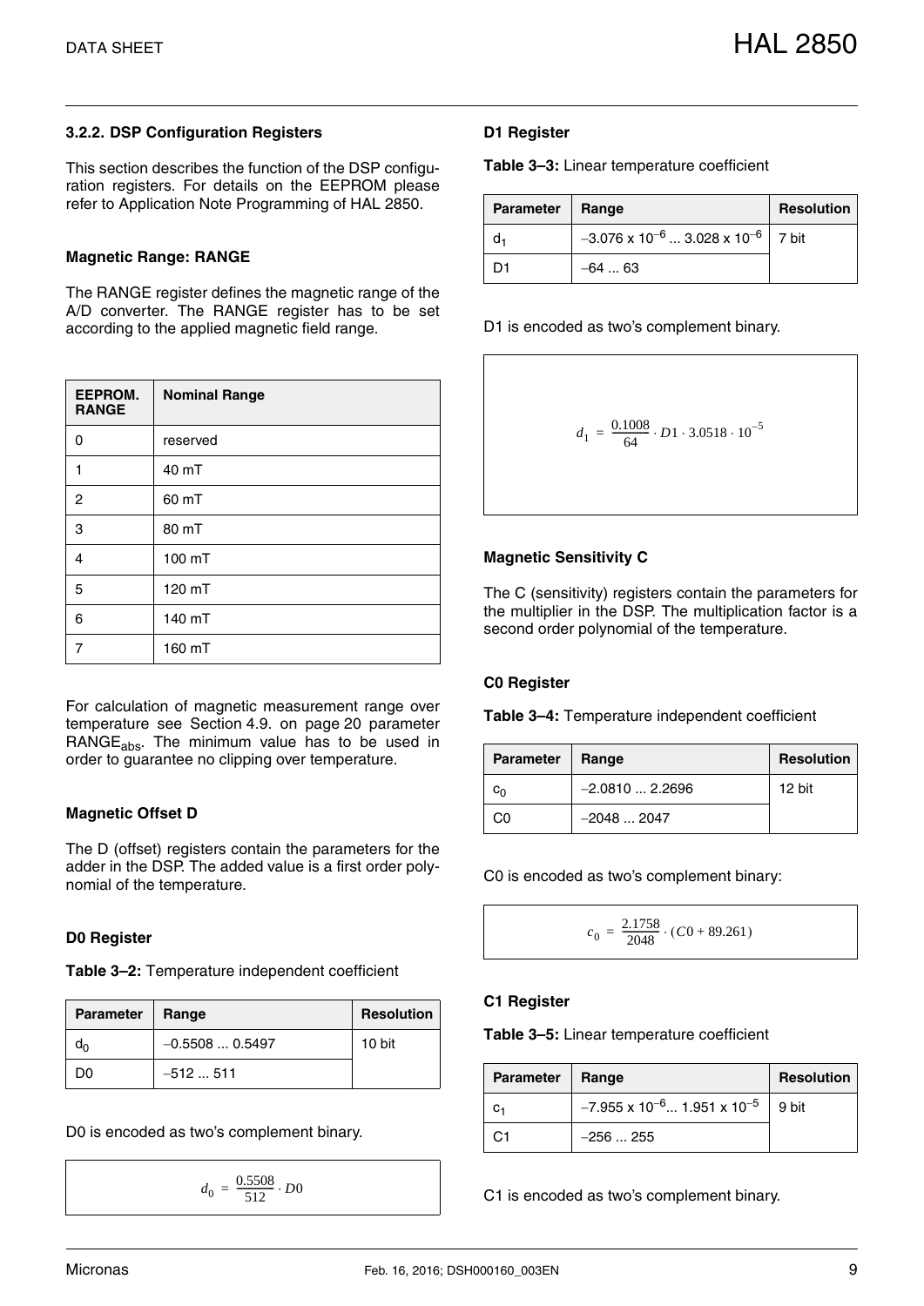### 3.2.2. DSP Configuration Registers

This section describes the function of the DSP configuration registers. For details on the EEPROM please refer to Application Note Programming of HAL 2850.

#### Magnetic Range: RANGE

The RANGE register defines the magnetic range of the A/D converter. The RANGE register has to be set according to the applied magnetic field range.

| EEPROM. RANGE | Nominal Range |
|---|---|
| 0 | reserved |
| 1 | 40 mT |
| 2 | 60 mT |
| 3 | 80 mT |
| 4 | 100 mT |
| 5 | 120 mT |
| 6 | 140 mT |
| 7 | 160 mT |

For calculation of magnetic measurement range over temperature see Section 4.9. on page 20 parameter $RANGE_{abs}$. The minimum value has to be used in order to guarantee no clipping over temperature.

#### Magnetic Offset D

The D (offset) registers contain the parameters for the adder in the DSP. The added value is a first order polynomial of the temperature.

#### D0 Register

**Table 3–2:** Temperature independent coefficient

| Parameter | Range | Resolution |
|---|---|---|
| $d_0$ | −0.5508 ... 0.5497 | 10 bit |
| D0 | −512 ... 511 | |

D0 is encoded as two's complement binary.

$$d_0 = \frac{0.5508}{512} \cdot D0$$

#### D1 Register

**Table 3–3:** Linear temperature coefficient

| Parameter | Range | Resolution |
|---|---|---|
| $d_1$ | $-3.076 \times 10^{-6}$ ... $3.028 \times 10^{-6}$ | 7 bit |
| D1 | −64 ... 63 | |

D1 is encoded as two's complement binary.

$$d_1 = \frac{0.1008}{64} \cdot D1 \cdot 3.0518 \cdot 10^{-5}$$

#### Magnetic Sensitivity C

The C (sensitivity) registers contain the parameters for the multiplier in the DSP. The multiplication factor is a second order polynomial of the temperature.

#### C0 Register

**Table 3–4:** Temperature independent coefficient

| Parameter | Range | Resolution |
|---|---|---|
| $c_0$ | −2.0810 ... 2.2696 | 12 bit |
| C0 | −2048 ... 2047 | |

C0 is encoded as two's complement binary:

$$c_0 = \frac{2.1758}{2048} \cdot (C0 + 89.261)$$

#### C1 Register

**Table 3–5:** Linear temperature coefficient

| Parameter | Range | Resolution |
|---|---|---|
| $c_1$ | $-7.955 \times 10^{-6}$... $1.951 \times 10^{-5}$ | 9 bit |
| C1 | −256 ... 255 | |

C1 is encoded as two's complement binary.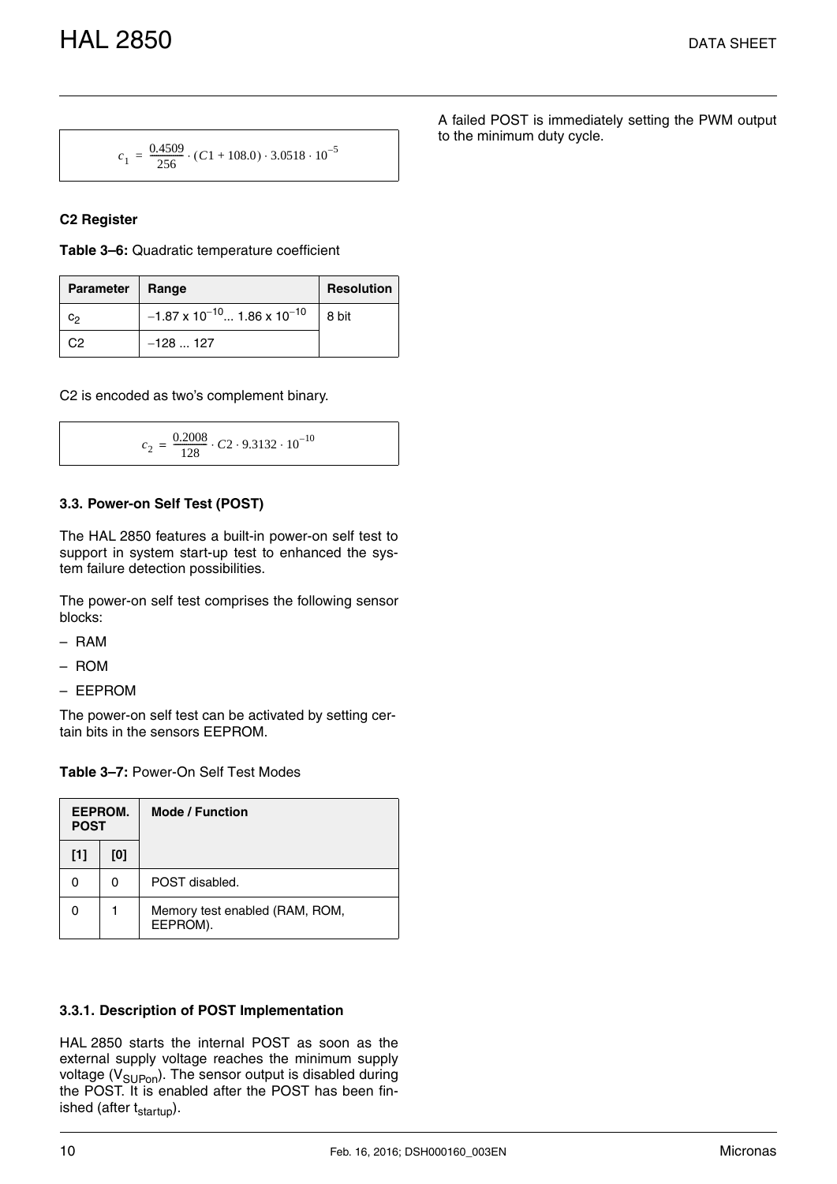$$c_1 = \frac{0.4509}{256} \cdot (C1 + 108.0) \cdot 3.0518 \cdot 10^{-5}$$

**C2 Register**

**Table 3–6:** Quadratic temperature coefficient

| Parameter | Range | Resolution |
|---|---|---|
| $c_2$ | $-1.87 \times 10^{-10}$... $1.86 \times 10^{-10}$ | 8 bit |
| C2 | −128 ... 127 | |

C2 is encoded as two's complement binary.

$$c_2 = \frac{0.2008}{128} \cdot C2 \cdot 9.3132 \cdot 10^{-10}$$

### 3.3. Power-on Self Test (POST)

The HAL 2850 features a built-in power-on self test to support in system start-up test to enhanced the system failure detection possibilities.

The power-on self test comprises the following sensor blocks:

– RAM

– ROM

– EEPROM

The power-on self test can be activated by setting certain bits in the sensors EEPROM.

**Table 3–7:** Power-On Self Test Modes

| EEPROM. POST | | Mode / Function |
|---|---|---|
| [1] | [0] | |
| 0 | 0 | POST disabled. |
| 0 | 1 | Memory test enabled (RAM, ROM, EEPROM). |

#### 3.3.1. Description of POST Implementation

HAL 2850 starts the internal POST as soon as the external supply voltage reaches the minimum supply voltage ($V_{SUPon}$). The sensor output is disabled during the POST. It is enabled after the POST has been finished (after $t_{startup}$).

A failed POST is immediately setting the PWM output to the minimum duty cycle.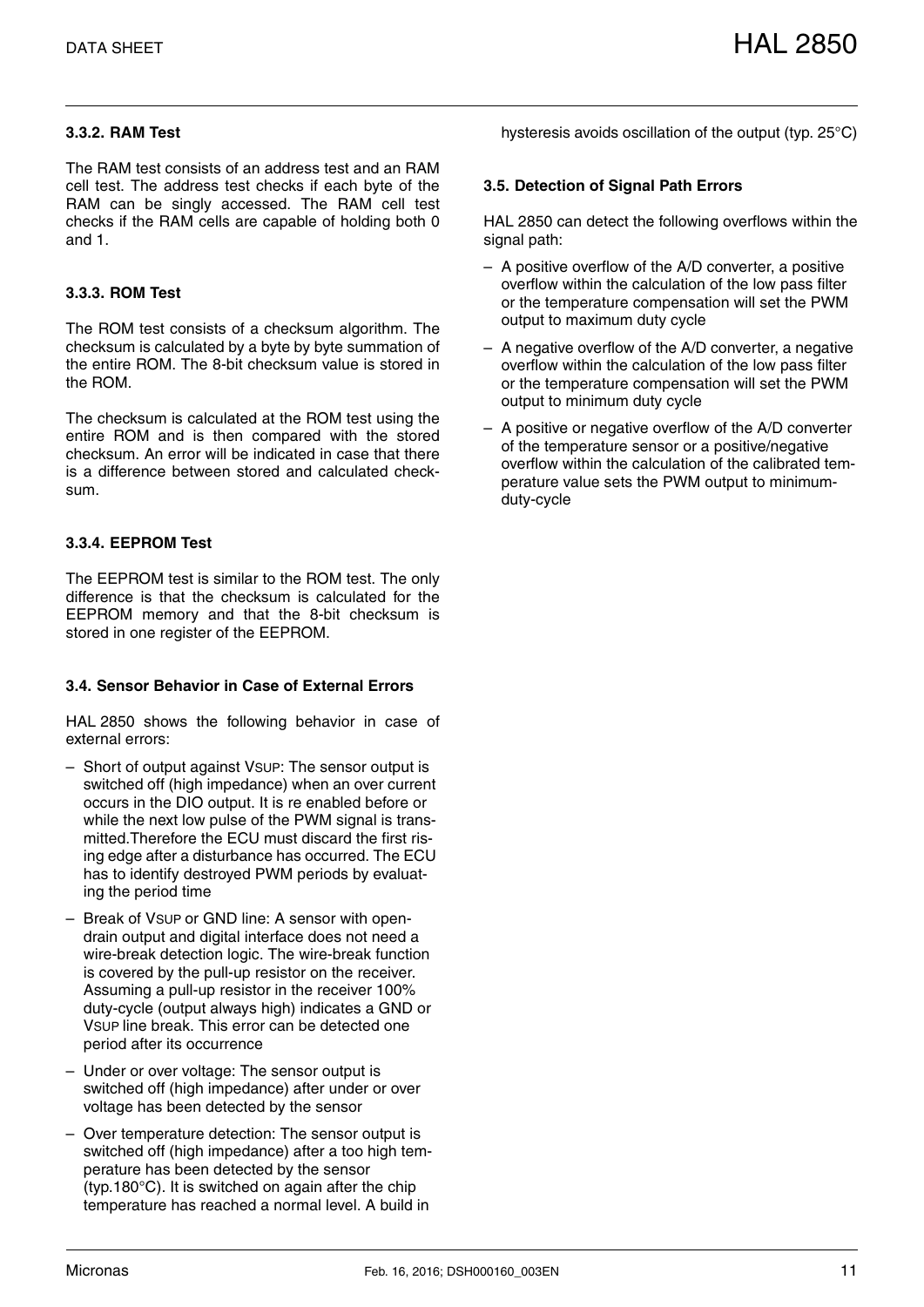### 3.3.2. RAM Test

The RAM test consists of an address test and an RAM cell test. The address test checks if each byte of the RAM can be singly accessed. The RAM cell test checks if the RAM cells are capable of holding both 0 and 1.

### 3.3.3. ROM Test

The ROM test consists of a checksum algorithm. The checksum is calculated by a byte by byte summation of the entire ROM. The 8-bit checksum value is stored in the ROM.

The checksum is calculated at the ROM test using the entire ROM and is then compared with the stored checksum. An error will be indicated in case that there is a difference between stored and calculated checksum.

### 3.3.4. EEPROM Test

The EEPROM test is similar to the ROM test. The only difference is that the checksum is calculated for the EEPROM memory and that the 8-bit checksum is stored in one register of the EEPROM.

### 3.4. Sensor Behavior in Case of External Errors

HAL 2850 shows the following behavior in case of external errors:

– Short of output against $V_{SUP}$: The sensor output is switched off (high impedance) when an over current occurs in the DIO output. It is re enabled before or while the next low pulse of the PWM signal is transmitted.Therefore the ECU must discard the first rising edge after a disturbance has occurred. The ECU has to identify destroyed PWM periods by evaluating the period time

– Break of $V_{SUP}$ or GND line: A sensor with open-drain output and digital interface does not need a wire-break detection logic. The wire-break function is covered by the pull-up resistor on the receiver. Assuming a pull-up resistor in the receiver 100% duty-cycle (output always high) indicates a GND or $V_{SUP}$ line break. This error can be detected one period after its occurrence

– Under or over voltage: The sensor output is switched off (high impedance) after under or over voltage has been detected by the sensor

– Over temperature detection: The sensor output is switched off (high impedance) after a too high temperature has been detected by the sensor (typ.180°C). It is switched on again after the chip temperature has reached a normal level. A build in hysteresis avoids oscillation of the output (typ. 25°C)

### 3.5. Detection of Signal Path Errors

HAL 2850 can detect the following overflows within the signal path:

– A positive overflow of the A/D converter, a positive overflow within the calculation of the low pass filter or the temperature compensation will set the PWM output to maximum duty cycle

– A negative overflow of the A/D converter, a negative overflow within the calculation of the low pass filter or the temperature compensation will set the PWM output to minimum duty cycle

– A positive or negative overflow of the A/D converter of the temperature sensor or a positive/negative overflow within the calculation of the calibrated temperature value sets the PWM output to minimum-duty-cycle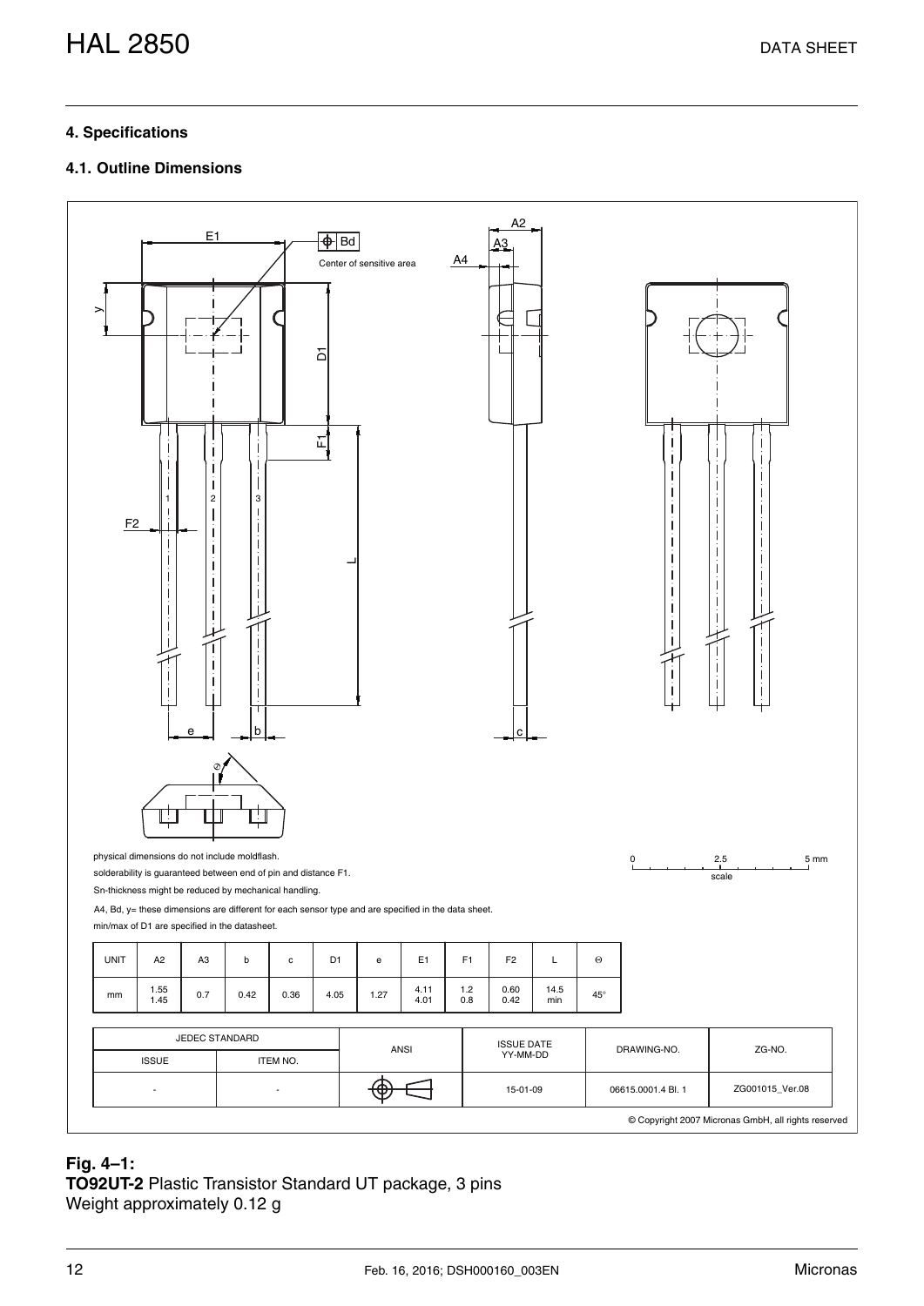## 4. Specifications

### 4.1. Outline Dimensions

physical dimensions do not include moldflash.

solderability is guaranteed between end of pin and distance F1.

Sn-thickness might be reduced by mechanical handling.

A4, Bd, y= these dimensions are different for each sensor type and are specified in the data sheet.

min/max of D1 are specified in the datasheet.

| UNIT | A2 | A3 | b | c | D1 | e | E1 | F1 | F2 | L | Θ |
|---|---|---|---|---|---|---|---|---|---|---|---|
| mm | 1.55 1.45 | 0.7 | 0.42 | 0.36 | 4.05 | 1.27 | 4.11 4.01 | 1.2 0.8 | 0.60 0.42 | 14.5 min | 45° |

| JEDEC STANDARD | | ANSI | ISSUE DATE YY-MM-DD | DRAWING-NO. | ZG-NO. |
|---|---|---|---|---|---|
| ISSUE | ITEM NO. | | | | |
| - | - | | 15-01-09 | 06615.0001.4 Bl. 1 | ZG001015_Ver.08 |

© Copyright 2007 Micronas GmbH, all rights reserved

**Fig. 4–1:**
**TO92UT-2** Plastic Transistor Standard UT package, 3 pins
Weight approximately 0.12 g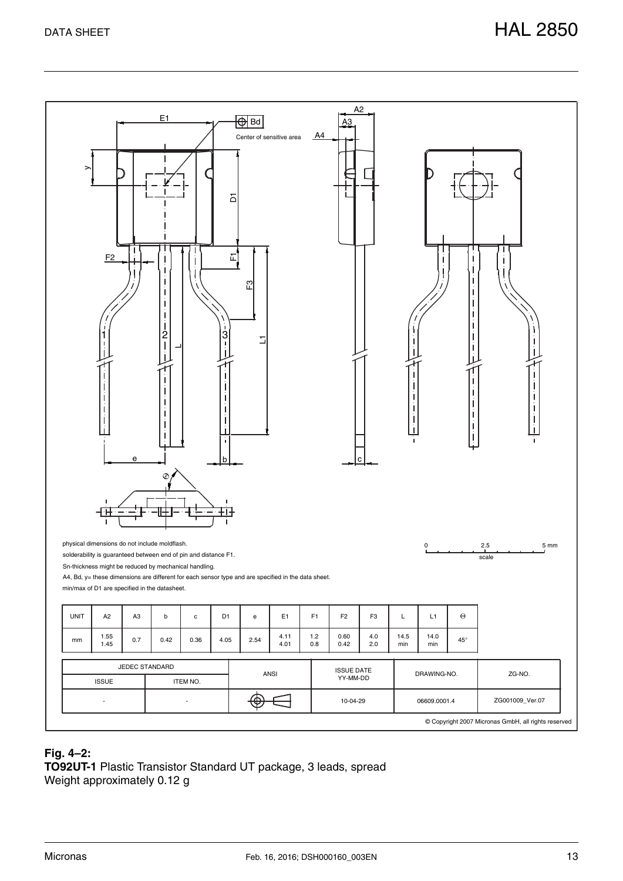physical dimensions do not include moldflash.

solderability is guaranteed between end of pin and distance F1.

Sn-thickness might be reduced by mechanical handling.

A4, Bd, y= these dimensions are different for each sensor type and are specified in the data sheet.

min/max of D1 are specified in the datasheet.

| UNIT | A2 | A3 | b | c | D1 | e | E1 | F1 | F2 | F3 | L | L1 | Θ |
|---|---|---|---|---|---|---|---|---|---|---|---|---|---|
| mm | 1.55<br>1.45 | 0.7 | 0.42 | 0.36 | 4.05 | 2.54 | 4.11<br>4.01 | 1.2<br>0.8 | 0.60<br>0.42 | 4.0<br>2.0 | 14.5<br>min | 14.0<br>min | 45° |

| JEDEC STANDARD | | ANSI | ISSUE DATE YY-MM-DD | DRAWING-NO. | ZG-NO. |
|---|---|---|---|---|---|
| ISSUE | ITEM NO. | | | | |
| - | - | | 10-04-29 | 06609.0001.4 | ZG001009_Ver.07 |

© Copyright 2007 Micronas GmbH, all rights reserved

**Fig. 4–2:**
**TO92UT-1** Plastic Transistor Standard UT package, 3 leads, spread
Weight approximately 0.12 g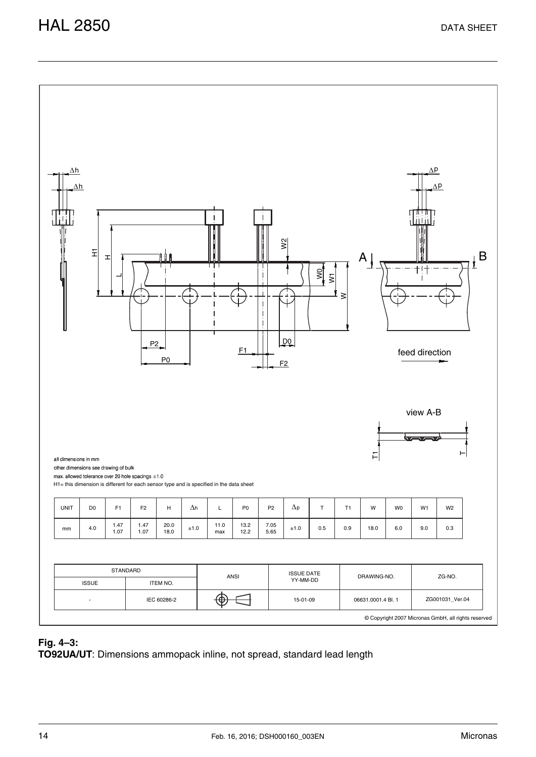Δh

Δh

H1

H

L

W2

W0

W1

W

A

B

Δp

Δp

P2

P0

F1

D0

F2

feed direction

view A-B

T1

T

all dimensions in mm

other dimensions see drawing of bulk

max. allowed tolerance over 20 hole spacings ±1.0

H1= this dimension is different for each sensor type and is specified in the data sheet

| UNIT | D0 | F1 | F2 | H | Δh | L | P0 | P2 | Δp | T | T1 | W | W0 | W1 | W2 |
|---|---|---|---|---|---|---|---|---|---|---|---|---|---|---|---|
| mm | 4.0 | 1.47<br>1.07 | 1.47<br>1.07 | 20.0<br>18.0 | ±1.0 | 11.0<br>max | 13.2<br>12.2 | 7.05<br>5.65 | ±1.0 | 0.5 | 0.9 | 18.0 | 6.0 | 9.0 | 0.3 |

| STANDARD | | ANSI | ISSUE DATE<br>YY-MM-DD | DRAWING-NO. | ZG-NO. |
|---|---|---|---|---|---|
| ISSUE | ITEM NO. | | | | |
| - | IEC 60286-2 | | 15-01-09 | 06631.0001.4 Bl. 1 | ZG001031_Ver.04 |

© Copyright 2007 Micronas GmbH, all rights reserved

**Fig. 4–3:**
**TO92UA/UT**: Dimensions ammopack inline, not spread, standard lead length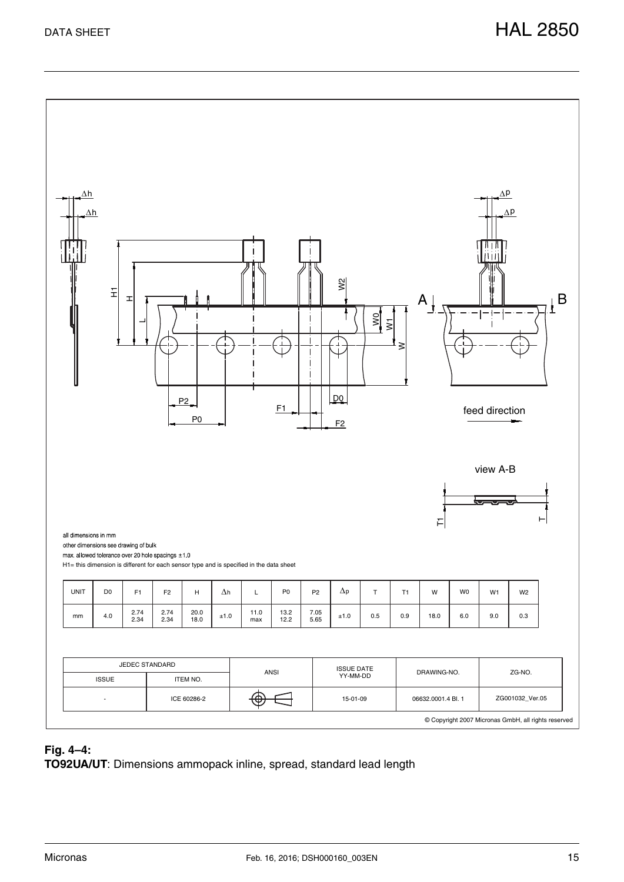all dimensions in mm
other dimensions see drawing of bulk
max. allowed tolerance over 20 hole spacings ±1.0
H1= this dimension is different for each sensor type and is specified in the data sheet

| UNIT | D0 | F1 | F2 | H | Δh | L | P0 | P2 | Δp | T | T1 | W | W0 | W1 | W2 |
|---|---|---|---|---|---|---|---|---|---|---|---|---|---|---|---|
| mm | 4.0 | 2.74 2.34 | 2.74 2.34 | 20.0 18.0 | ±1.0 | 11.0 max | 13.2 12.2 | 7.05 5.65 | ±1.0 | 0.5 | 0.9 | 18.0 | 6.0 | 9.0 | 0.3 |

| JEDEC STANDARD | | ANSI | ISSUE DATE YY-MM-DD | DRAWING-NO. | ZG-NO. |
|---|---|---|---|---|---|
| ISSUE | ITEM NO. | | | | |
| - | ICE 60286-2 | | 15-01-09 | 06632.0001.4 Bl. 1 | ZG001032_Ver.05 |

© Copyright 2007 Micronas GmbH, all rights reserved

**Fig. 4–4:**
**TO92UA/UT**: Dimensions ammopack inline, spread, standard lead length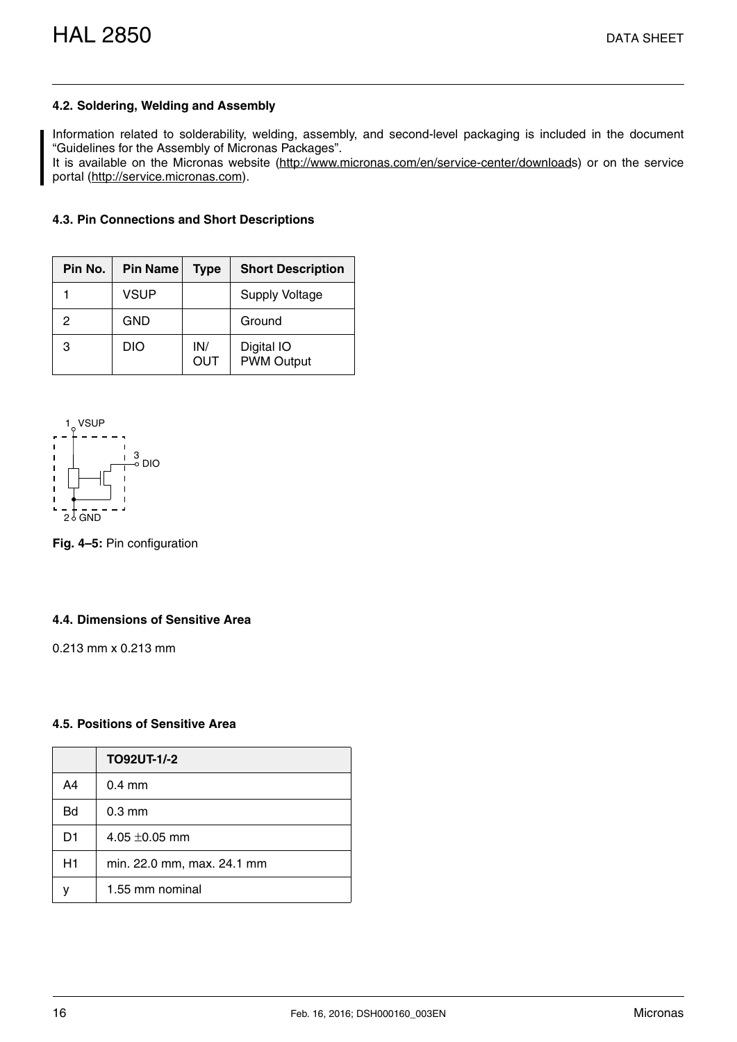### 4.2. Soldering, Welding and Assembly

Information related to solderability, welding, assembly, and second-level packaging is included in the document "Guidelines for the Assembly of Micronas Packages".
It is available on the Micronas website (http://www.micronas.com/en/service-center/downloads) or on the service portal (http://service.micronas.com).

### 4.3. Pin Connections and Short Descriptions

| Pin No. | Pin Name | Type | Short Description |
|---|---|---|---|
| 1 | VSUP | | Supply Voltage |
| 2 | GND | | Ground |
| 3 | DIO | IN/ OUT | Digital IO PWM Output |

1 VSUP
3 DIO
2 GND

**Fig. 4–5:** Pin configuration

### 4.4. Dimensions of Sensitive Area

0.213 mm x 0.213 mm

### 4.5. Positions of Sensitive Area

| | TO92UT-1/-2 |
|---|---|
| A4 | 0.4 mm |
| Bd | 0.3 mm |
| D1 | 4.05 ±0.05 mm |
| H1 | min. 22.0 mm, max. 24.1 mm |
| y | 1.55 mm nominal |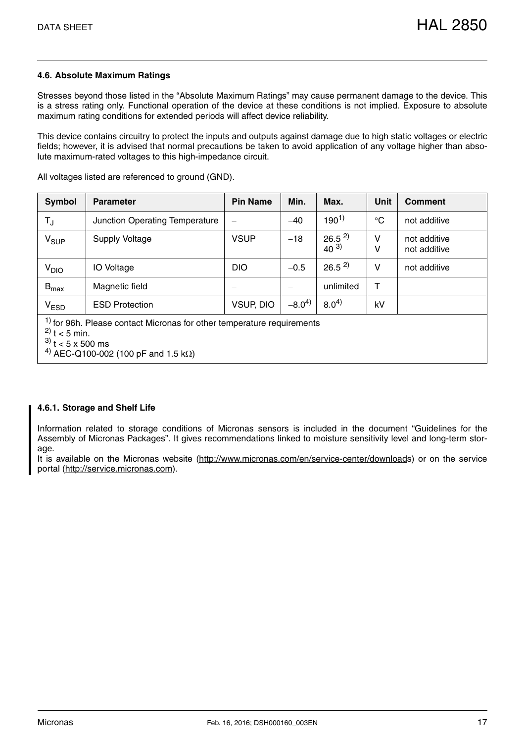### 4.6. Absolute Maximum Ratings

Stresses beyond those listed in the “Absolute Maximum Ratings” may cause permanent damage to the device. This is a stress rating only. Functional operation of the device at these conditions is not implied. Exposure to absolute maximum rating conditions for extended periods will affect device reliability.

This device contains circuitry to protect the inputs and outputs against damage due to high static voltages or electric fields; however, it is advised that normal precautions be taken to avoid application of any voltage higher than absolute maximum-rated voltages to this high-impedance circuit.

All voltages listed are referenced to ground (GND).

| Symbol | Parameter | Pin Name | Min. | Max. | Unit | Comment |
|---|---|---|---|---|---|---|
| $T_J$ | Junction Operating Temperature | − | −40 | 190[1] | °C | not additive |
| $V_{SUP}$ | Supply Voltage | VSUP | −18 | 26.5 [2]<br>40 [3] | V<br>V | not additive<br>not additive |
| $V_{DIO}$ | IO Voltage | DIO | −0.5 | 26.5 [2] | V | not additive |
| $B_{max}$ | Magnetic field | − | − | unlimited | T | |
| $V_{ESD}$ | ESD Protection | VSUP, DIO | −8.0[4] | 8.0[4] | kV | |

[1] for 96h. Please contact Micronas for other temperature requirements
[2] t < 5 min.
[3] t < 5 x 500 ms
[4] AEC-Q100-002 (100 pF and 1.5 kΩ)

#### 4.6.1. Storage and Shelf Life

Information related to storage conditions of Micronas sensors is included in the document “Guidelines for the Assembly of Micronas Packages”. It gives recommendations linked to moisture sensitivity level and long-term storage.
It is available on the Micronas website (http://www.micronas.com/en/service-center/downloads) or on the service portal (http://service.micronas.com).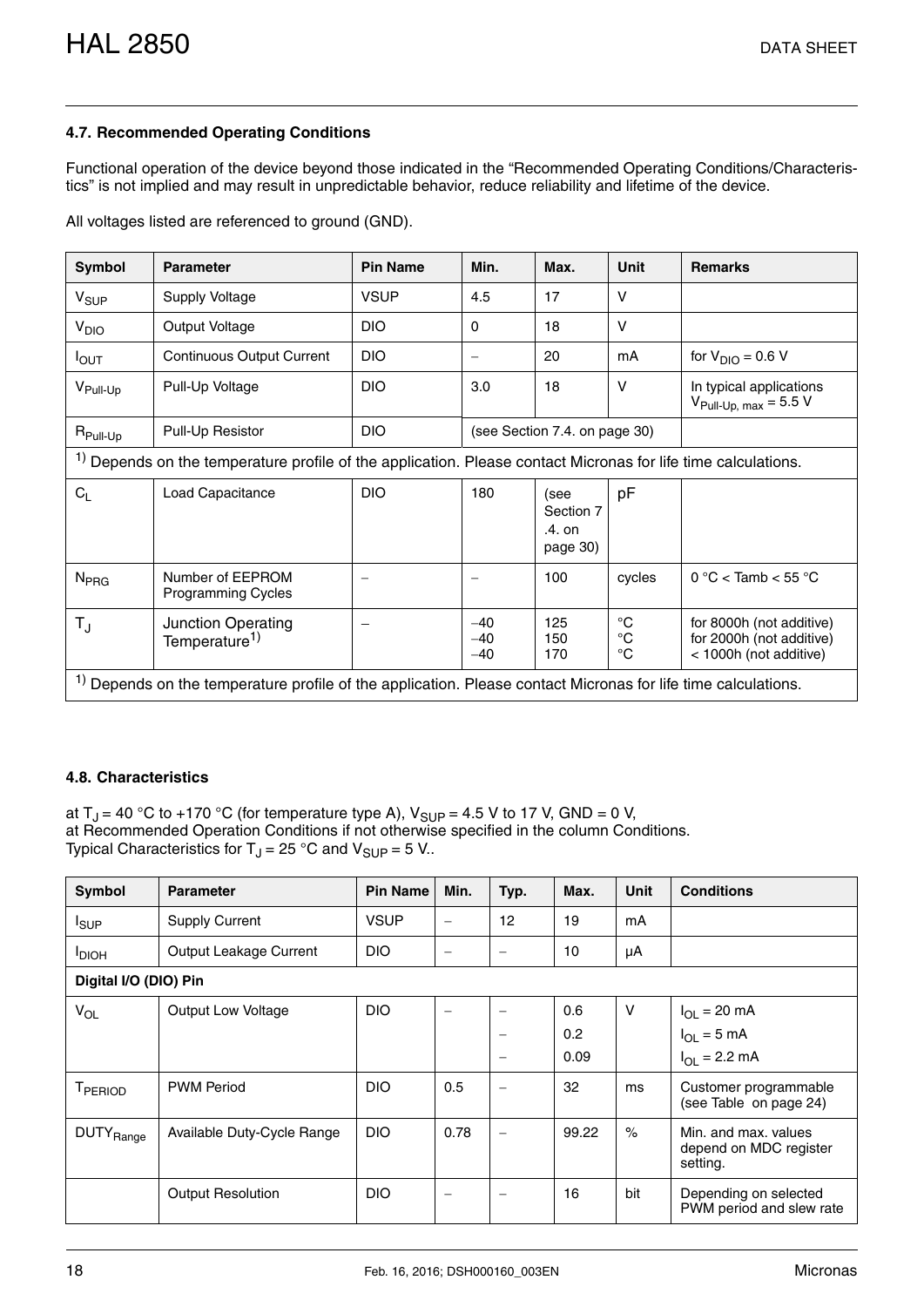## 4.7. Recommended Operating Conditions

Functional operation of the device beyond those indicated in the “Recommended Operating Conditions/Characteristics” is not implied and may result in unpredictable behavior, reduce reliability and lifetime of the device.

All voltages listed are referenced to ground (GND).

| Symbol | Parameter | Pin Name | Min. | Max. | Unit | Remarks |
|---|---|---|---|---|---|---|
| $V_{SUP}$ | Supply Voltage | VSUP | 4.5 | 17 | V | |
| $V_{DIO}$ | Output Voltage | DIO | 0 | 18 | V | |
| $I_{OUT}$ | Continuous Output Current | DIO | − | 20 | mA | for $V_{DIO}$ = 0.6 V |
| $V_{Pull\text{-}Up}$ | Pull-Up Voltage | DIO | 3.0 | 18 | V | In typical applications $V_{Pull\text{-}Up,\ max}$ = 5.5 V |
| $R_{Pull\text{-}Up}$ | Pull-Up Resistor | DIO | (see Section 7.4. on page 30) | | | |
| [1] Depends on the temperature profile of the application. Please contact Micronas for life time calculations. | | | | | | |
| $C_L$ | Load Capacitance | DIO | 180 | (see Section 7.4. on page 30) | pF | |
| $N_{PRG}$ | Number of EEPROM Programming Cycles | − | − | 100 | cycles | 0 °C < Tamb < 55 °C |
| $T_J$ | Junction Operating Temperature[1] | − | −40<br>−40<br>−40 | 125<br>150<br>170 | °C<br>°C<br>°C | for 8000h (not additive)<br>for 2000h (not additive)<br>< 1000h (not additive) |
| [1] Depends on the temperature profile of the application. Please contact Micronas for life time calculations. | | | | | | |

## 4.8. Characteristics

at $T_J$ = 40 °C to +170 °C (for temperature type A), $V_{SUP}$ = 4.5 V to 17 V, GND = 0 V,
at Recommended Operation Conditions if not otherwise specified in the column Conditions.
Typical Characteristics for $T_J$ = 25 °C and $V_{SUP}$ = 5 V..

| Symbol | Parameter | Pin Name | Min. | Typ. | Max. | Unit | Conditions |
|---|---|---|---|---|---|---|---|
| $I_{SUP}$ | Supply Current | VSUP | − | 12 | 19 | mA | |
| $I_{DIOH}$ | Output Leakage Current | DIO | − | − | 10 | µA | |
| **Digital I/O (DIO) Pin** | | | | | | | |
| $V_{OL}$ | Output Low Voltage | DIO | − | −<br>−<br>− | 0.6<br>0.2<br>0.09 | V | $I_{OL}$ = 20 mA<br>$I_{OL}$ = 5 mA<br>$I_{OL}$ = 2.2 mA |
| $T_{PERIOD}$ | PWM Period | DIO | 0.5 | − | 32 | ms | Customer programmable (see Table on page 24) |
| $DUTY_{Range}$ | Available Duty-Cycle Range | DIO | 0.78 | − | 99.22 | % | Min. and max. values depend on MDC register setting. |
| | Output Resolution | DIO | − | − | 16 | bit | Depending on selected PWM period and slew rate |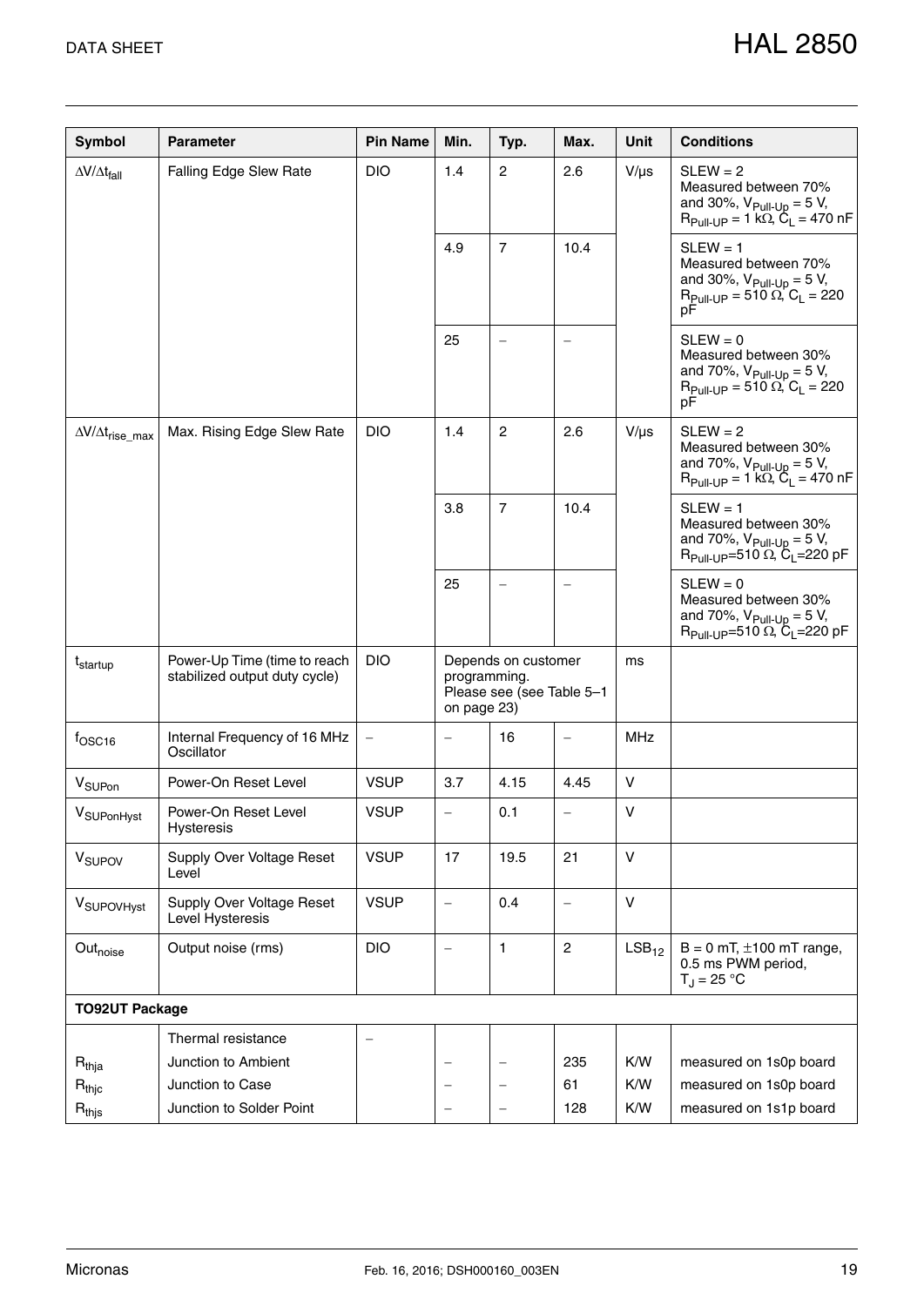| Symbol | Parameter | Pin Name | Min. | Typ. | Max. | Unit | Conditions |
|---|---|---|---|---|---|---|---|
| $\Delta V/\Delta t_{fall}$ | Falling Edge Slew Rate | DIO | 1.4 | 2 | 2.6 | V/µs | SLEW = 2 Measured between 70% and 30%, $V_{Pull-Up}$ = 5 V, $R_{Pull-UP}$ = 1 kΩ, $C_L$ = 470 nF |
| | | | 4.9 | 7 | 10.4 | | SLEW = 1 Measured between 70% and 30%, $V_{Pull-Up}$ = 5 V, $R_{Pull-UP}$ = 510 Ω, $C_L$ = 220 pF |
| | | | 25 | – | – | | SLEW = 0 Measured between 30% and 70%, $V_{Pull-Up}$ = 5 V, $R_{Pull-UP}$ = 510 Ω, $C_L$ = 220 pF |
| $\Delta V/\Delta t_{rise\_max}$ | Max. Rising Edge Slew Rate | DIO | 1.4 | 2 | 2.6 | V/µs | SLEW = 2 Measured between 30% and 70%, $V_{Pull-Up}$ = 5 V, $R_{Pull-UP}$ = 1 kΩ, $C_L$ = 470 nF |
| | | | 3.8 | 7 | 10.4 | | SLEW = 1 Measured between 30% and 70%, $V_{Pull-Up}$ = 5 V, $R_{Pull-UP}$=510 Ω, $C_L$=220 pF |
| | | | 25 | – | – | | SLEW = 0 Measured between 30% and 70%, $V_{Pull-Up}$ = 5 V, $R_{Pull-UP}$=510 Ω, $C_L$=220 pF |
| $t_{startup}$ | Power-Up Time (time to reach stabilized output duty cycle) | DIO | Depends on customer programming. Please see (see Table 5–1 on page 23) | | | ms | |
| $f_{OSC16}$ | Internal Frequency of 16 MHz Oscillator | – | – | 16 | – | MHz | |
| $V_{SUPon}$ | Power-On Reset Level | VSUP | 3.7 | 4.15 | 4.45 | V | |
| $V_{SUPonHyst}$ | Power-On Reset Level Hysteresis | VSUP | – | 0.1 | – | V | |
| $V_{SUPOV}$ | Supply Over Voltage Reset Level | VSUP | 17 | 19.5 | 21 | V | |
| $V_{SUPOVHyst}$ | Supply Over Voltage Reset Level Hysteresis | VSUP | – | 0.4 | – | V | |
| $Out_{noise}$ | Output noise (rms) | DIO | – | 1 | 2 | $LSB_{12}$ | B = 0 mT, ±100 mT range, 0.5 ms PWM period, $T_J$ = 25 °C |
| **TO92UT Package** | | | | | | | |
| | Thermal resistance | – | | | | | |
| $R_{thja}$ | Junction to Ambient | | – | – | 235 | K/W | measured on 1s0p board |
| $R_{thjc}$ | Junction to Case | | – | – | 61 | K/W | measured on 1s0p board |
| $R_{thjs}$ | Junction to Solder Point | | – | – | 128 | K/W | measured on 1s1p board |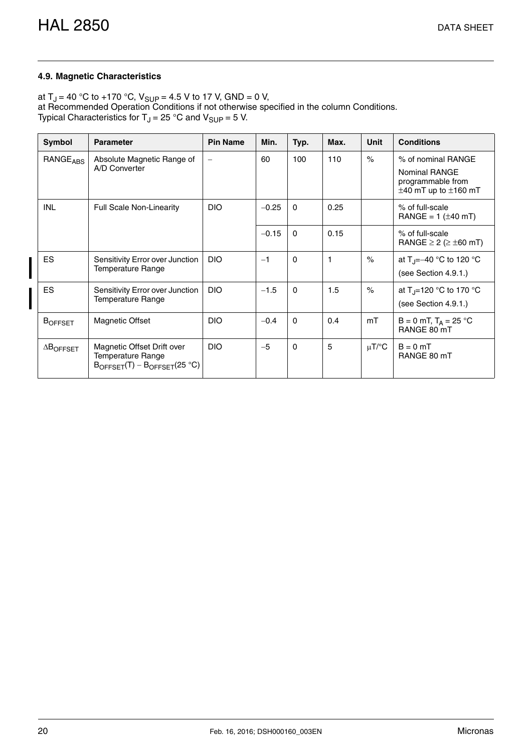### 4.9. Magnetic Characteristics

at $T_J$ = 40 °C to +170 °C, $V_{SUP}$ = 4.5 V to 17 V, GND = 0 V,
at Recommended Operation Conditions if not otherwise specified in the column Conditions.
Typical Characteristics for $T_J$ = 25 °C and $V_{SUP}$ = 5 V.

| Symbol | Parameter | Pin Name | Min. | Typ. | Max. | Unit | Conditions |
|---|---|---|---|---|---|---|---|
| $RANGE_{ABS}$ | Absolute Magnetic Range of A/D Converter | – | 60 | 100 | 110 | % | % of nominal RANGE<br>Nominal RANGE programmable from ±40 mT up to ±160 mT |
| INL | Full Scale Non-Linearity | DIO | −0.25 | 0 | 0.25 | | % of full-scale RANGE = 1 (±40 mT) |
| | | | −0.15 | 0 | 0.15 | | % of full-scale RANGE ≥ 2 (≥ ±60 mT) |
| ES | Sensitivity Error over Junction Temperature Range | DIO | −1 | 0 | 1 | % | at $T_J$=−40 °C to 120 °C<br>(see Section 4.9.1.) |
| ES | Sensitivity Error over Junction Temperature Range | DIO | −1.5 | 0 | 1.5 | % | at $T_J$=120 °C to 170 °C<br>(see Section 4.9.1.) |
| $B_{OFFSET}$ | Magnetic Offset | DIO | −0.4 | 0 | 0.4 | mT | B = 0 mT, $T_A$ = 25 °C<br>RANGE 80 mT |
| $\Delta B_{OFFSET}$ | Magnetic Offset Drift over Temperature Range<br>$B_{OFFSET}(T) - B_{OFFSET}(25\ °C)$ | DIO | −5 | 0 | 5 | μT/°C | B = 0 mT<br>RANGE 80 mT |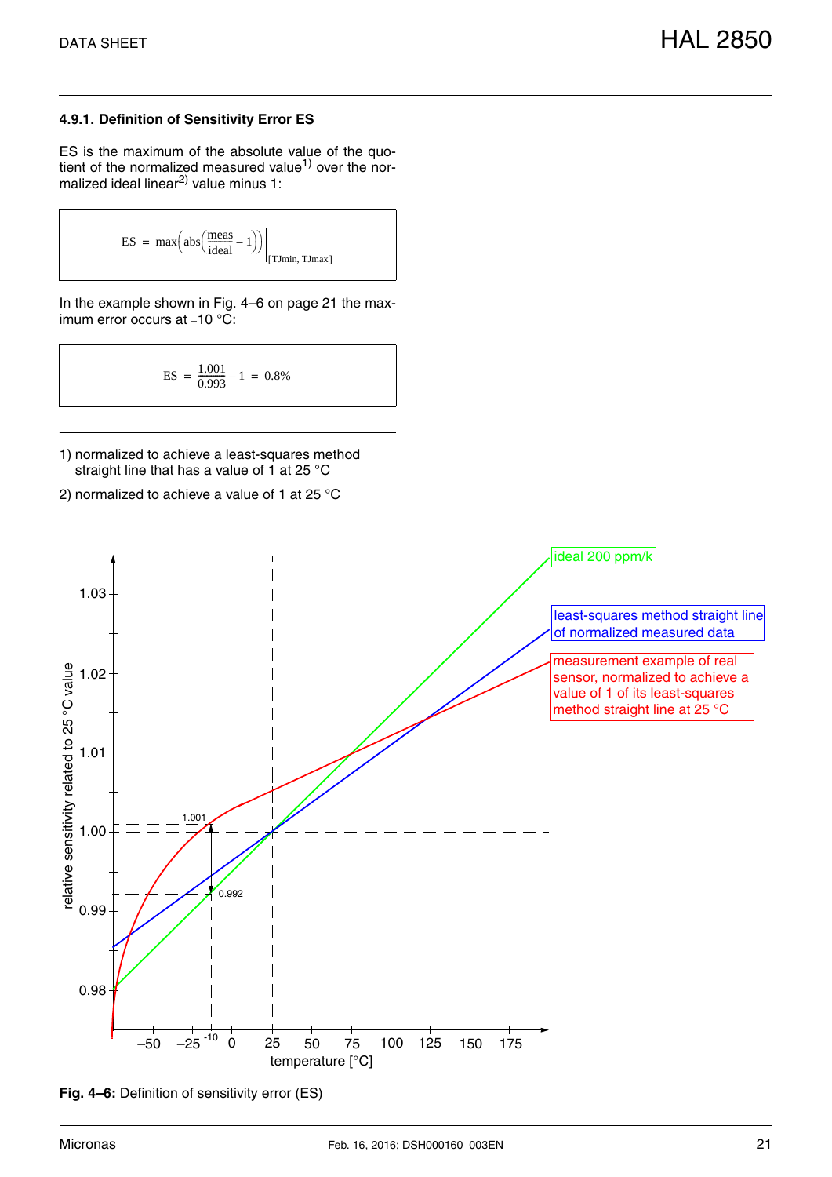#### 4.9.1. Definition of Sensitivity Error ES

ES is the maximum of the absolute value of the quotient of the normalized measured value[1)] over the normalized ideal linear[2)] value minus 1:

$$ES = \max\left(\text{abs}\left(\frac{\text{meas}}{\text{ideal}} - 1\right)\right)\Bigg|_{[\text{TJmin, TJmax}]}$$

In the example shown in Fig. 4–6 on page 21 the maximum error occurs at −10 °C:

$$ES = \frac{1.001}{0.993} - 1 = 0.8\%$$

1) normalized to achieve a least-squares method straight line that has a value of 1 at 25 °C

2) normalized to achieve a value of 1 at 25 °C

ideal 200 ppm/k

least-squares method straight line of normalized measured data

measurement example of real sensor, normalized to achieve a value of 1 of its least-squares method straight line at 25 °C

relative sensitivity related to 25 °C value

1.03
1.02
1.01
1.00
0.99
0.98

1.001
0.992

–50 –25 -10 0 25 50 75 100 125 150 175

temperature [°C]

**Fig. 4–6:** Definition of sensitivity error (ES)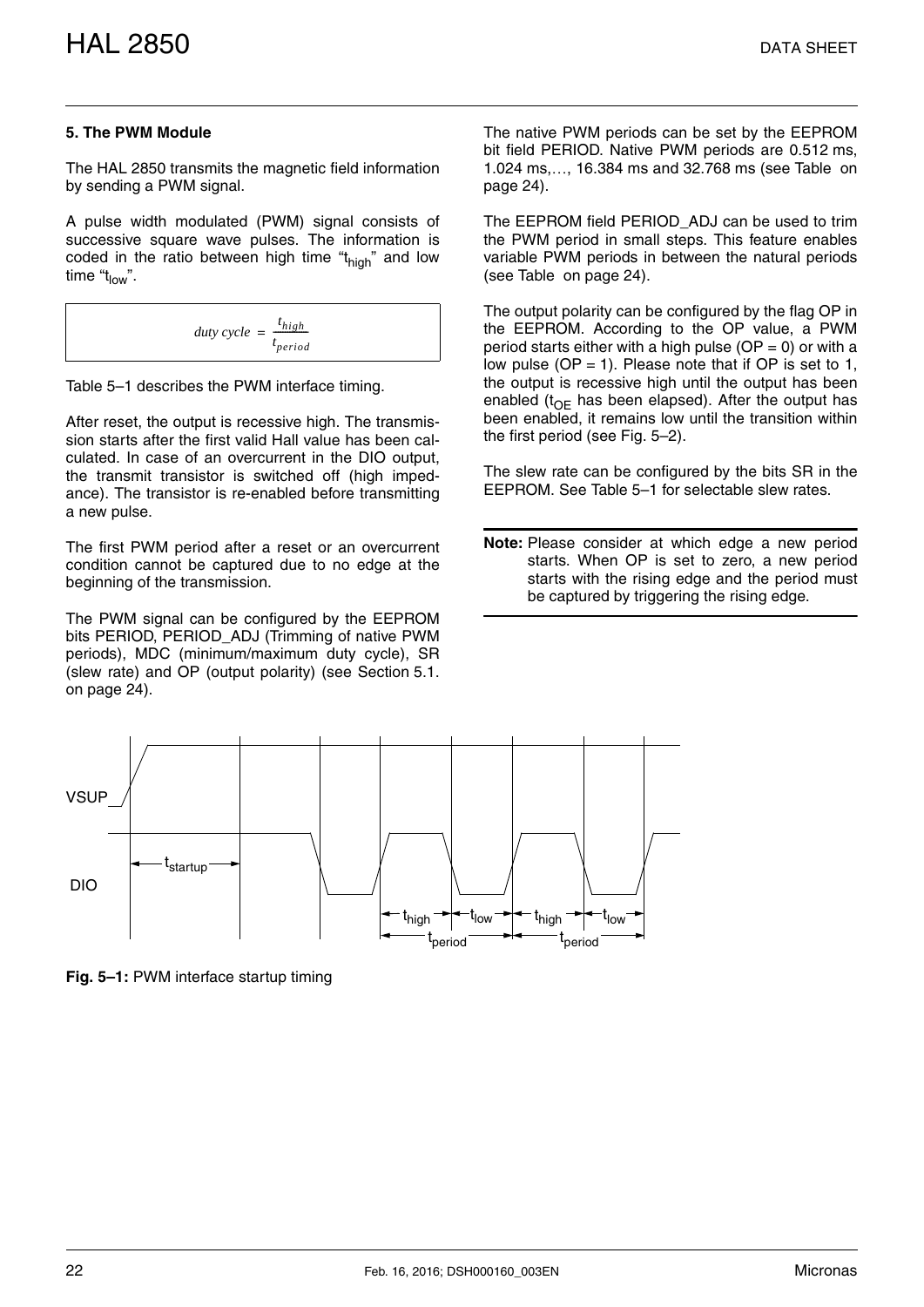## 5. The PWM Module

The HAL 2850 transmits the magnetic field information by sending a PWM signal.

A pulse width modulated (PWM) signal consists of successive square wave pulses. The information is coded in the ratio between high time "$t_{high}$" and low time "$t_{low}$".

$$duty\ cycle = \frac{t_{high}}{t_{period}}$$

Table 5–1 describes the PWM interface timing.

After reset, the output is recessive high. The transmission starts after the first valid Hall value has been calculated. In case of an overcurrent in the DIO output, the transmit transistor is switched off (high impedance). The transistor is re-enabled before transmitting a new pulse.

The first PWM period after a reset or an overcurrent condition cannot be captured due to no edge at the beginning of the transmission.

The PWM signal can be configured by the EEPROM bits PERIOD, PERIOD_ADJ (Trimming of native PWM periods), MDC (minimum/maximum duty cycle), SR (slew rate) and OP (output polarity) (see Section 5.1. on page 24).

The native PWM periods can be set by the EEPROM bit field PERIOD. Native PWM periods are 0.512 ms, 1.024 ms,…, 16.384 ms and 32.768 ms (see Table on page 24).

The EEPROM field PERIOD_ADJ can be used to trim the PWM period in small steps. This feature enables variable PWM periods in between the natural periods (see Table on page 24).

The output polarity can be configured by the flag OP in the EEPROM. According to the OP value, a PWM period starts either with a high pulse (OP = 0) or with a low pulse (OP = 1). Please note that if OP is set to 1, the output is recessive high until the output has been enabled ($t_{OE}$ has been elapsed). After the output has been enabled, it remains low until the transition within the first period (see Fig. 5–2).

The slew rate can be configured by the bits SR in the EEPROM. See Table 5–1 for selectable slew rates.

**Note:** Please consider at which edge a new period starts. When OP is set to zero, a new period starts with the rising edge and the period must be captured by triggering the rising edge.

VSUP
DIO
$t_{startup}$
$t_{high}$ $t_{low}$ $t_{high}$ $t_{low}$
$t_{period}$ $t_{period}$

**Fig. 5–1:** PWM interface startup timing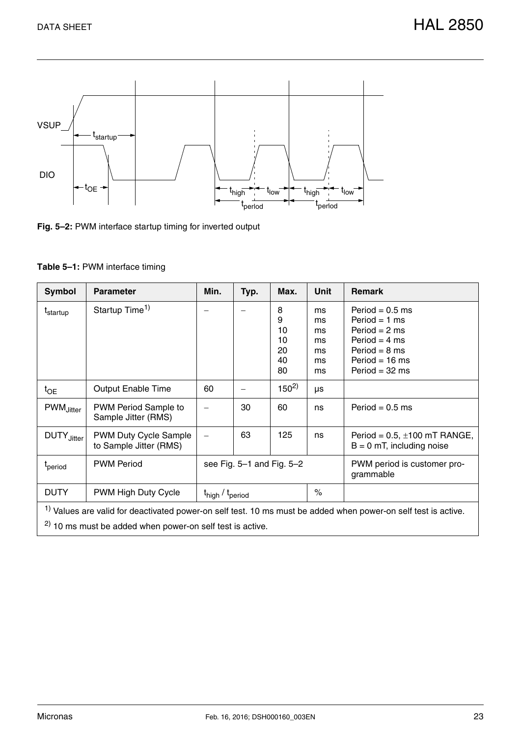VSUP

DIO

$t_{startup}$

$t_{OE}$

$t_{high}$ $t_{low}$ $t_{high}$ $t_{low}$

$t_{period}$ $t_{period}$

**Fig. 5–2:** PWM interface startup timing for inverted output

**Table 5–1:** PWM interface timing

| Symbol | Parameter | Min. | Typ. | Max. | Unit | Remark |
|---|---|---|---|---|---|---|
| $t_{startup}$ | Startup Time[1] | – | – | 8<br>9<br>10<br>10<br>20<br>40<br>80 | ms<br>ms<br>ms<br>ms<br>ms<br>ms<br>ms | Period = 0.5 ms<br>Period = 1 ms<br>Period = 2 ms<br>Period = 4 ms<br>Period = 8 ms<br>Period = 16 ms<br>Period = 32 ms |
| $t_{OE}$ | Output Enable Time | 60 | – | 150[2] | µs | |
| $PWM_{Jitter}$ | PWM Period Sample to Sample Jitter (RMS) | – | 30 | 60 | ns | Period = 0.5 ms |
| $DUTY_{Jitter}$ | PWM Duty Cycle Sample to Sample Jitter (RMS) | – | 63 | 125 | ns | Period = 0.5, ±100 mT RANGE, B = 0 mT, including noise |
| $t_{period}$ | PWM Period | see Fig. 5–1 and Fig. 5–2 | | | | PWM period is customer programmable |
| DUTY | PWM High Duty Cycle | $t_{high}$ / $t_{period}$ | | | % | |

[1] Values are valid for deactivated power-on self test. 10 ms must be added when power-on self test is active.

[2] 10 ms must be added when power-on self test is active.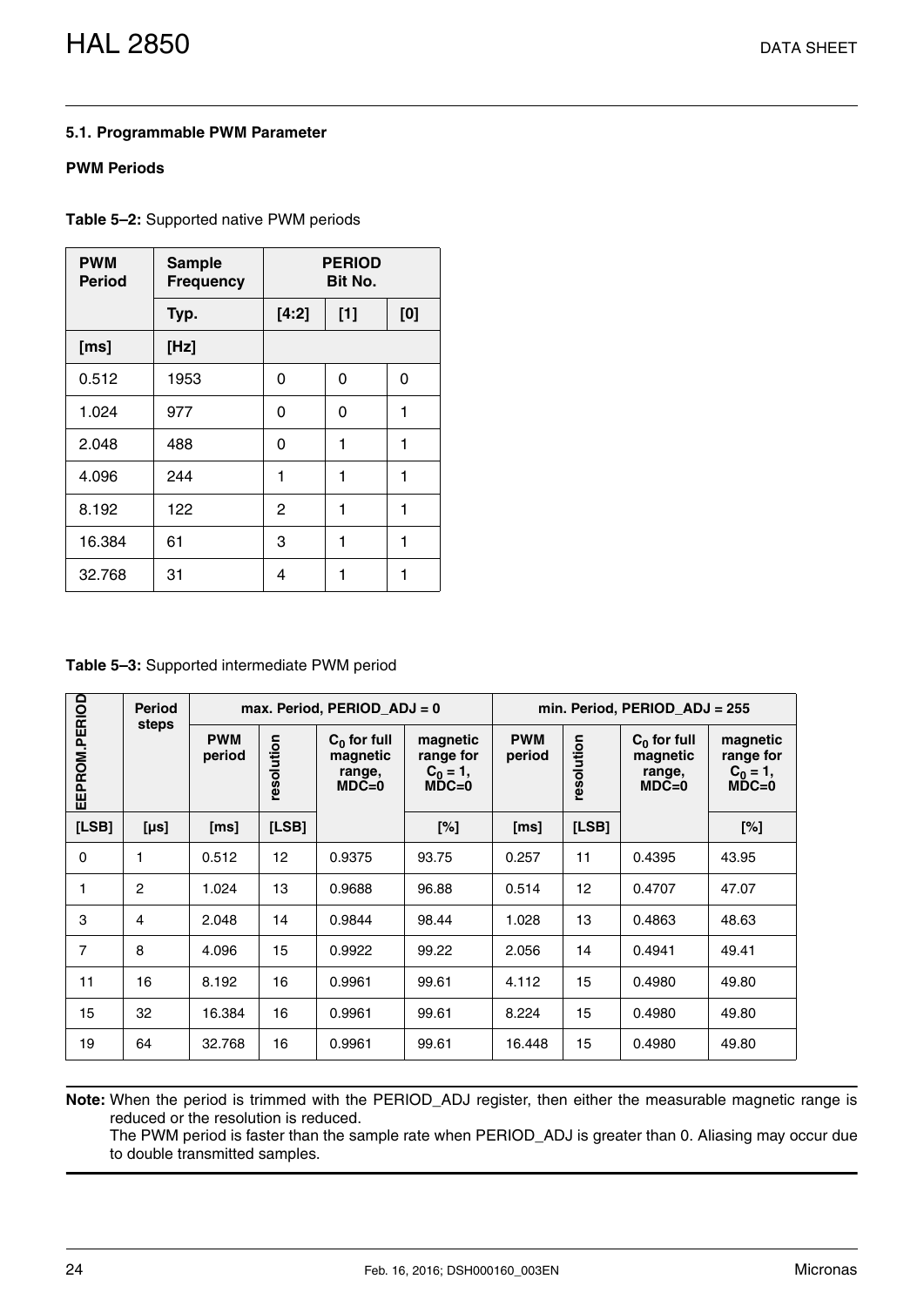### 5.1. Programmable PWM Parameter

**PWM Periods**

**Table 5–2:** Supported native PWM periods

| PWM Period | Sample Frequency | PERIOD Bit No. | | |
|---|---|---|---|---|
| | Typ. | [4:2] | [1] | [0] |
| [ms] | [Hz] | | | |
| 0.512 | 1953 | 0 | 0 | 0 |
| 1.024 | 977 | 0 | 0 | 1 |
| 2.048 | 488 | 0 | 1 | 1 |
| 4.096 | 244 | 1 | 1 | 1 |
| 8.192 | 122 | 2 | 1 | 1 |
| 16.384 | 61 | 3 | 1 | 1 |
| 32.768 | 31 | 4 | 1 | 1 |

**Table 5–3:** Supported intermediate PWM period

| EEPROM.PERIOD | Period steps | max. Period, PERIOD_ADJ = 0 | | | | min. Period, PERIOD_ADJ = 255 | | | |
|---|---|---|---|---|---|---|---|---|---|
| | | PWM period | resolution | $C_0$ for full magnetic range, MDC=0 | magnetic range for $C_0$ = 1, MDC=0 | PWM period | resolution | $C_0$ for full magnetic range, MDC=0 | magnetic range for $C_0$ = 1, MDC=0 |
| [LSB] | [µs] | [ms] | [LSB] | | [%] | [ms] | [LSB] | | [%] |
| 0 | 1 | 0.512 | 12 | 0.9375 | 93.75 | 0.257 | 11 | 0.4395 | 43.95 |
| 1 | 2 | 1.024 | 13 | 0.9688 | 96.88 | 0.514 | 12 | 0.4707 | 47.07 |
| 3 | 4 | 2.048 | 14 | 0.9844 | 98.44 | 1.028 | 13 | 0.4863 | 48.63 |
| 7 | 8 | 4.096 | 15 | 0.9922 | 99.22 | 2.056 | 14 | 0.4941 | 49.41 |
| 11 | 16 | 8.192 | 16 | 0.9961 | 99.61 | 4.112 | 15 | 0.4980 | 49.80 |
| 15 | 32 | 16.384 | 16 | 0.9961 | 99.61 | 8.224 | 15 | 0.4980 | 49.80 |
| 19 | 64 | 32.768 | 16 | 0.9961 | 99.61 | 16.448 | 15 | 0.4980 | 49.80 |

**Note:** When the period is trimmed with the PERIOD_ADJ register, then either the measurable magnetic range is reduced or the resolution is reduced.
The PWM period is faster than the sample rate when PERIOD_ADJ is greater than 0. Aliasing may occur due to double transmitted samples.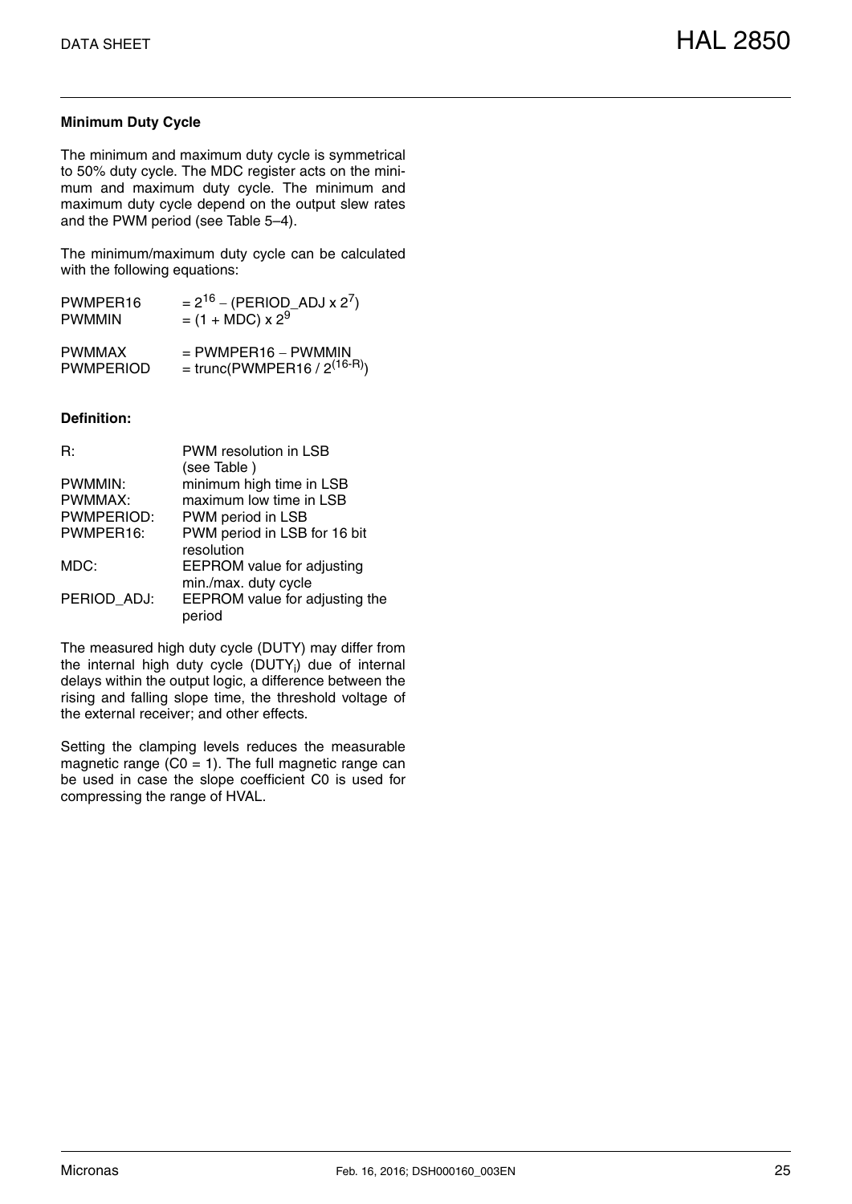### Minimum Duty Cycle

The minimum and maximum duty cycle is symmetrical to 50% duty cycle. The MDC register acts on the minimum and maximum duty cycle. The minimum and maximum duty cycle depend on the output slew rates and the PWM period (see Table 5–4).

The minimum/maximum duty cycle can be calculated with the following equations:

$$\text{PWMPER16} = 2^{16} - (\text{PERIOD\_ADJ} \times 2^{7})$$

$$\text{PWMMIN} = (1 + \text{MDC}) \times 2^{9}$$

$$\text{PWMMAX} = \text{PWMPER16} - \text{PWMMIN}$$

$$\text{PWMPERIOD} = \text{trunc}(\text{PWMPER16} / 2^{(16-R)})$$

**Definition:**

| | |
|---|---|
| R: | PWM resolution in LSB (see Table ) |
| PWMMIN: | minimum high time in LSB |
| PWMMAX: | maximum low time in LSB |
| PWMPERIOD: | PWM period in LSB |
| PWMPER16: | PWM period in LSB for 16 bit resolution |
| MDC: | EEPROM value for adjusting min./max. duty cycle |
| PERIOD_ADJ: | EEPROM value for adjusting the period |

The measured high duty cycle (DUTY) may differ from the internal high duty cycle ($\text{DUTY}_i$) due of internal delays within the output logic, a difference between the rising and falling slope time, the threshold voltage of the external receiver; and other effects.

Setting the clamping levels reduces the measurable magnetic range (C0 = 1). The full magnetic range can be used in case the slope coefficient C0 is used for compressing the range of HVAL.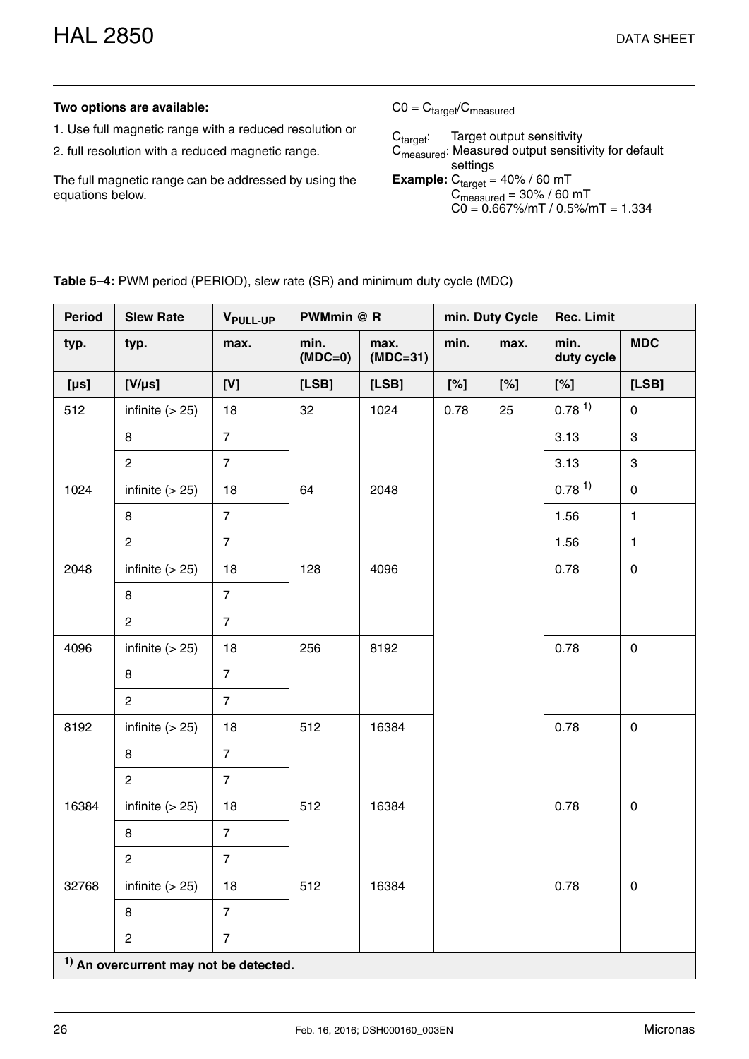**Two options are available:**

1. Use full magnetic range with a reduced resolution or
2. full resolution with a reduced magnetic range.

The full magnetic range can be addressed by using the equations below.

$C0 = C_{target}/C_{measured}$

$C_{target}$: Target output sensitivity
$C_{measured}$: Measured output sensitivity for default settings

**Example:** $C_{target}$ = 40% / 60 mT
$C_{measured}$ = 30% / 60 mT
C0 = 0.667%/mT / 0.5%/mT = 1.334

**Table 5–4:** PWM period (PERIOD), slew rate (SR) and minimum duty cycle (MDC)

| Period | Slew Rate | $V_{PULL\text{-}UP}$ | PWMmin @ R | | min. Duty Cycle | | Rec. Limit | |
|---|---|---|---|---|---|---|---|---|
| typ. | typ. | max. | min. (MDC=0) | max. (MDC=31) | min. | max. | min. duty cycle | MDC |
| [µs] | [V/µs] | [V] | [LSB] | [LSB] | [%] | [%] | [%] | [LSB] |
| 512 | infinite (> 25) | 18 | 32 | 1024 | 0.78 | 25 | 0.78 [1)] | 0 |
| | 8 | 7 | | | | | 3.13 | 3 |
| | 2 | 7 | | | | | 3.13 | 3 |
| 1024 | infinite (> 25) | 18 | 64 | 2048 | | | 0.78 [1)] | 0 |
| | 8 | 7 | | | | | 1.56 | 1 |
| | 2 | 7 | | | | | 1.56 | 1 |
| 2048 | infinite (> 25) | 18 | 128 | 4096 | | | 0.78 | 0 |
| | 8 | 7 | | | | | | |
| | 2 | 7 | | | | | | |
| 4096 | infinite (> 25) | 18 | 256 | 8192 | | | 0.78 | 0 |
| | 8 | 7 | | | | | | |
| | 2 | 7 | | | | | | |
| 8192 | infinite (> 25) | 18 | 512 | 16384 | | | 0.78 | 0 |
| | 8 | 7 | | | | | | |
| | 2 | 7 | | | | | | |
| 16384 | infinite (> 25) | 18 | 512 | 16384 | | | 0.78 | 0 |
| | 8 | 7 | | | | | | |
| | 2 | 7 | | | | | | |
| 32768 | infinite (> 25) | 18 | 512 | 16384 | | | 0.78 | 0 |
| | 8 | 7 | | | | | | |
| | 2 | 7 | | | | | | |

**1) An overcurrent may not be detected.**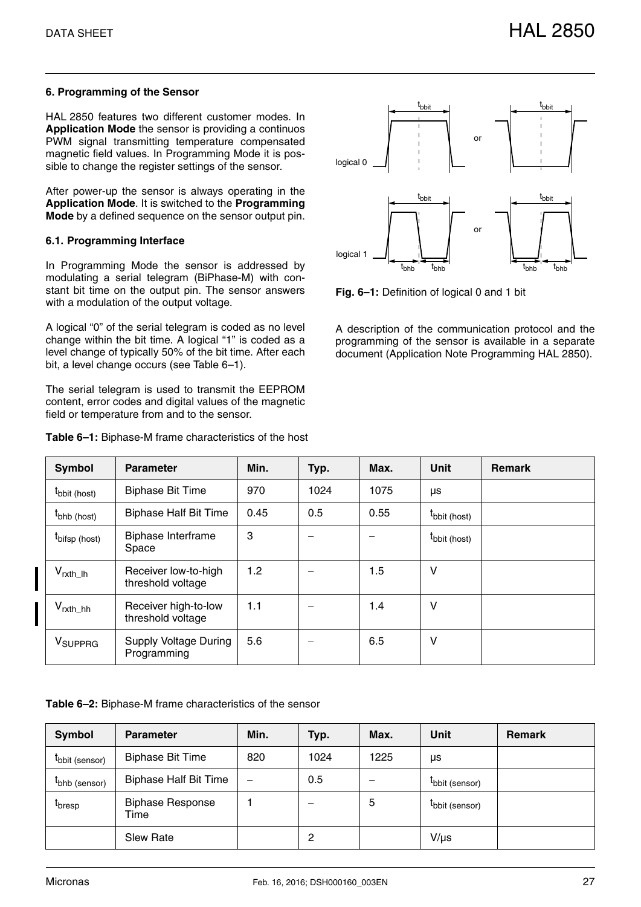## 6. Programming of the Sensor

HAL 2850 features two different customer modes. In **Application Mode** the sensor is providing a continuos PWM signal transmitting temperature compensated magnetic field values. In Programming Mode it is possible to change the register settings of the sensor.

After power-up the sensor is always operating in the **Application Mode**. It is switched to the **Programming Mode** by a defined sequence on the sensor output pin.

### 6.1. Programming Interface

In Programming Mode the sensor is addressed by modulating a serial telegram (BiPhase-M) with constant bit time on the output pin. The sensor answers with a modulation of the output voltage.

A logical “0” of the serial telegram is coded as no level change within the bit time. A logical “1” is coded as a level change of typically 50% of the bit time. After each bit, a level change occurs (see Table 6–1).

The serial telegram is used to transmit the EEPROM content, error codes and digital values of the magnetic field or temperature from and to the sensor.

$t_{bbit}$
$t_{bbit}$
or
logical 0
$t_{bbit}$
$t_{bbit}$
or
logical 1
$t_{bhb}$ $t_{bhb}$
$t_{bhb}$ $t_{bhb}$

**Fig. 6–1:** Definition of logical 0 and 1 bit

A description of the communication protocol and the programming of the sensor is available in a separate document (Application Note Programming HAL 2850).

**Table 6–1:** Biphase-M frame characteristics of the host

| Symbol | Parameter | Min. | Typ. | Max. | Unit | Remark |
|---|---|---|---|---|---|---|
| $t_{bbit\ (host)}$ | Biphase Bit Time | 970 | 1024 | 1075 | µs | |
| $t_{bhb\ (host)}$ | Biphase Half Bit Time | 0.45 | 0.5 | 0.55 | $t_{bbit\ (host)}$ | |
| $t_{bifsp\ (host)}$ | Biphase Interframe Space | 3 | – | – | $t_{bbit\ (host)}$ | |
| $V_{rxth\_lh}$ | Receiver low-to-high threshold voltage | 1.2 | – | 1.5 | V | |
| $V_{rxth\_hh}$ | Receiver high-to-low threshold voltage | 1.1 | – | 1.4 | V | |
| $V_{SUPPRG}$ | Supply Voltage During Programming | 5.6 | – | 6.5 | V | |

**Table 6–2:** Biphase-M frame characteristics of the sensor

| Symbol | Parameter | Min. | Typ. | Max. | Unit | Remark |
|---|---|---|---|---|---|---|
| $t_{bbit\ (sensor)}$ | Biphase Bit Time | 820 | 1024 | 1225 | µs | |
| $t_{bhb\ (sensor)}$ | Biphase Half Bit Time | – | 0.5 | – | $t_{bbit\ (sensor)}$ | |
| $t_{bresp}$ | Biphase Response Time | 1 | – | 5 | $t_{bbit\ (sensor)}$ | |
| | Slew Rate | | 2 | | V/µs | |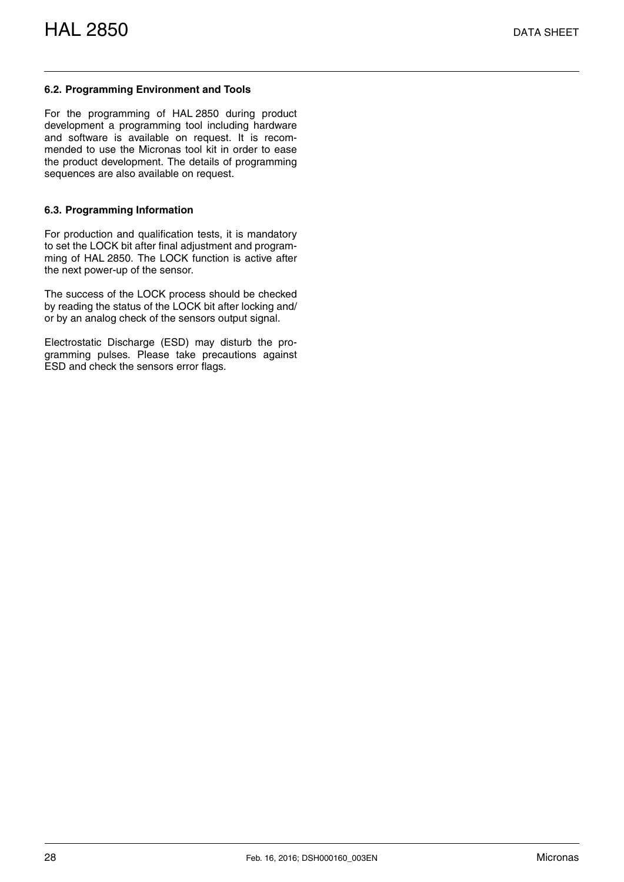### 6.2. Programming Environment and Tools

For the programming of HAL 2850 during product development a programming tool including hardware and software is available on request. It is recommended to use the Micronas tool kit in order to ease the product development. The details of programming sequences are also available on request.

### 6.3. Programming Information

For production and qualification tests, it is mandatory to set the LOCK bit after final adjustment and programming of HAL 2850. The LOCK function is active after the next power-up of the sensor.

The success of the LOCK process should be checked by reading the status of the LOCK bit after locking and/or by an analog check of the sensors output signal.

Electrostatic Discharge (ESD) may disturb the programming pulses. Please take precautions against ESD and check the sensors error flags.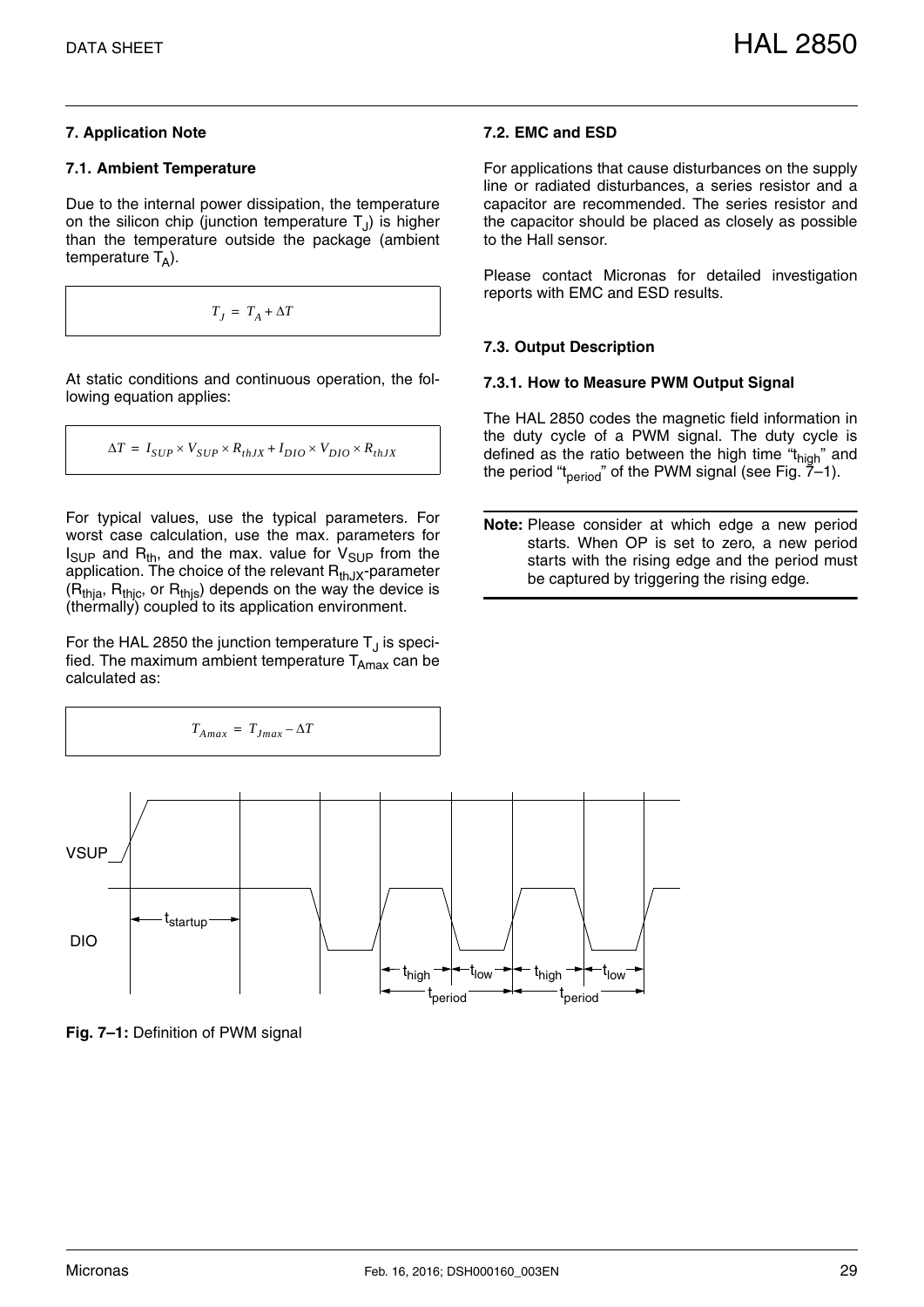## 7. Application Note

### 7.1. Ambient Temperature

Due to the internal power dissipation, the temperature on the silicon chip (junction temperature $T_J$) is higher than the temperature outside the package (ambient temperature $T_A$).

$$T_J = T_A + \Delta T$$

At static conditions and continuous operation, the following equation applies:

$$\Delta T = I_{SUP} \times V_{SUP} \times R_{thJX} + I_{DIO} \times V_{DIO} \times R_{thJX}$$

For typical values, use the typical parameters. For worst case calculation, use the max. parameters for $I_{SUP}$ and $R_{th}$, and the max. value for $V_{SUP}$ from the application. The choice of the relevant $R_{thJX}$-parameter ($R_{thja}$, $R_{thjc}$, or $R_{thjs}$) depends on the way the device is (thermally) coupled to its application environment.

For the HAL 2850 the junction temperature $T_J$ is specified. The maximum ambient temperature $T_{Amax}$ can be calculated as:

$$T_{Amax} = T_{Jmax} - \Delta T$$

### 7.2. EMC and ESD

For applications that cause disturbances on the supply line or radiated disturbances, a series resistor and a capacitor are recommended. The series resistor and the capacitor should be placed as closely as possible to the Hall sensor.

Please contact Micronas for detailed investigation reports with EMC and ESD results.

### 7.3. Output Description

#### 7.3.1. How to Measure PWM Output Signal

The HAL 2850 codes the magnetic field information in the duty cycle of a PWM signal. The duty cycle is defined as the ratio between the high time "$t_{high}$" and the period "$t_{period}$" of the PWM signal (see Fig. 7–1).

**Note:** Please consider at which edge a new period starts. When OP is set to zero, a new period starts with the rising edge and the period must be captured by triggering the rising edge.

VSUP
DIO
$t_{startup}$
$t_{high}$ $t_{low}$ $t_{high}$ $t_{low}$
$t_{period}$ $t_{period}$

**Fig. 7–1:** Definition of PWM signal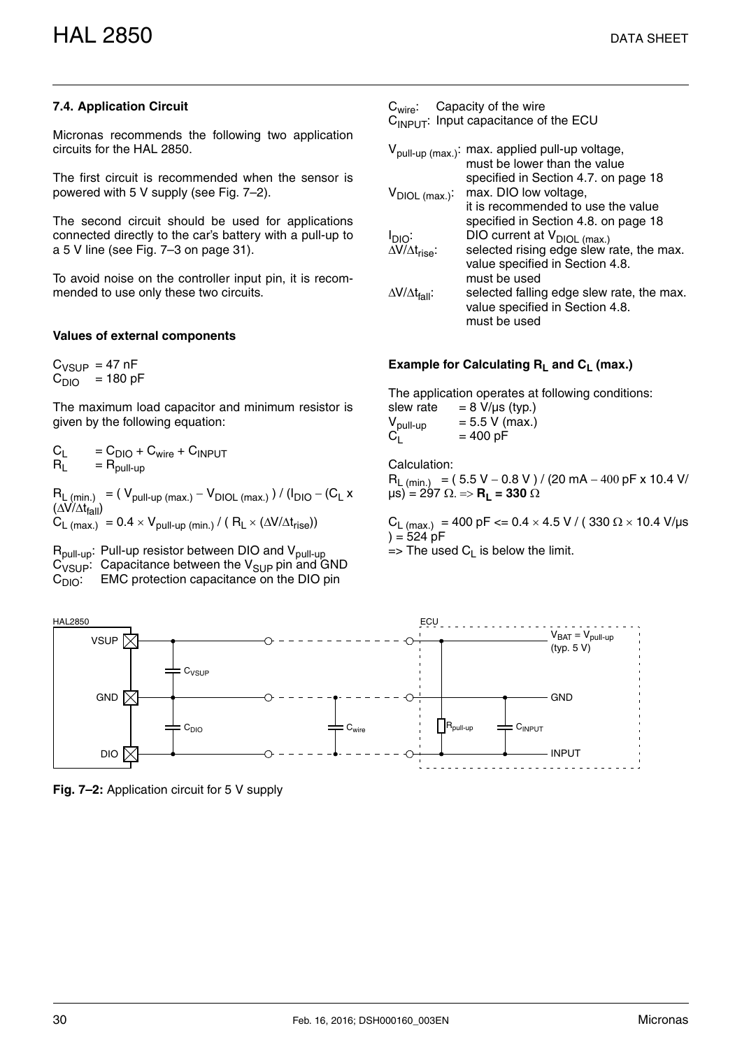### 7.4. Application Circuit

Micronas recommends the following two application circuits for the HAL 2850.

The first circuit is recommended when the sensor is powered with 5 V supply (see Fig. 7–2).

The second circuit should be used for applications connected directly to the car's battery with a pull-up to a 5 V line (see Fig. 7–3 on page 31).

To avoid noise on the controller input pin, it is recommended to use only these two circuits.

#### Values of external components

$C_{VSUP}$ = 47 nF
$C_{DIO}$ = 180 pF

The maximum load capacitor and minimum resistor is given by the following equation:

$C_L = C_{DIO} + C_{wire} + C_{INPUT}$
$R_L = R_{pull\text{-}up}$

$R_{L\,(min.)} = ( V_{pull\text{-}up\,(max.)} - V_{DIOL\,(max.)} ) / (I_{DIO} - (C_L \times (\Delta V/\Delta t_{fall})$
$C_{L\,(max.)} = 0.4 \times V_{pull\text{-}up\,(min.)} / ( R_L \times (\Delta V/\Delta t_{rise}))$

$R_{pull\text{-}up}$: Pull-up resistor between DIO and $V_{pull\text{-}up}$
$C_{VSUP}$: Capacitance between the $V_{SUP}$ pin and GND
$C_{DIO}$: EMC protection capacitance on the DIO pin
$C_{wire}$: Capacity of the wire
$C_{INPUT}$: Input capacitance of the ECU

$V_{pull\text{-}up\,(max.)}$: max. applied pull-up voltage, must be lower than the value specified in Section 4.7. on page 18
$V_{DIOL\,(max.)}$: max. DIO low voltage, it is recommended to use the value specified in Section 4.8. on page 18
$I_{DIO}$: DIO current at $V_{DIOL\,(max.)}$
$\Delta V/\Delta t_{rise}$: selected rising edge slew rate, the max. value specified in Section 4.8. must be used
$\Delta V/\Delta t_{fall}$: selected falling edge slew rate, the max. value specified in Section 4.8. must be used

#### Example for Calculating $R_L$ and $C_L$ (max.)

The application operates at following conditions:
slew rate = 8 V/µs (typ.)
$V_{pull\text{-}up}$ = 5.5 V (max.)
$C_L$ = 400 pF

Calculation:
$R_{L\,(min.)}$ = ( 5.5 V − 0.8 V ) / (20 mA − 400 pF x 10.4 V/µs) = 297 Ω. => **$R_L$ = 330 Ω**

$C_{L\,(max.)}$ = 400 pF <= 0.4 × 4.5 V / ( 330 Ω × 10.4 V/µs ) = 524 pF
=> The used $C_L$ is below the limit.

HAL2850
VSUP
GND
DIO
$C_{VSUP}$
$C_{DIO}$
$C_{wire}$
ECU
$V_{BAT} = V_{pull\text{-}up}$ (typ. 5 V)
GND
INPUT
$R_{pull\text{-}up}$
$C_{INPUT}$

**Fig. 7–2:** Application circuit for 5 V supply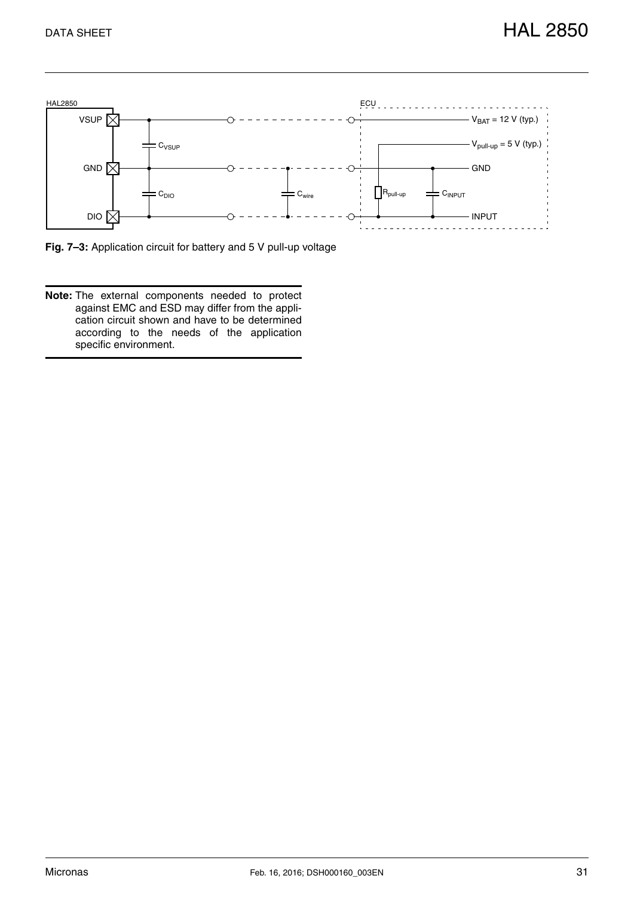HAL2850

VSUP

GND

DIO

$C_{VSUP}$

$C_{DIO}$

$C_{wire}$

ECU

$V_{BAT}$ = 12 V (typ.)

$V_{pull\text{-}up}$ = 5 V (typ.)

GND

$R_{pull\text{-}up}$

$C_{INPUT}$

INPUT

**Fig. 7–3:** Application circuit for battery and 5 V pull-up voltage

**Note:** The external components needed to protect against EMC and ESD may differ from the application circuit shown and have to be determined according to the needs of the application specific environment.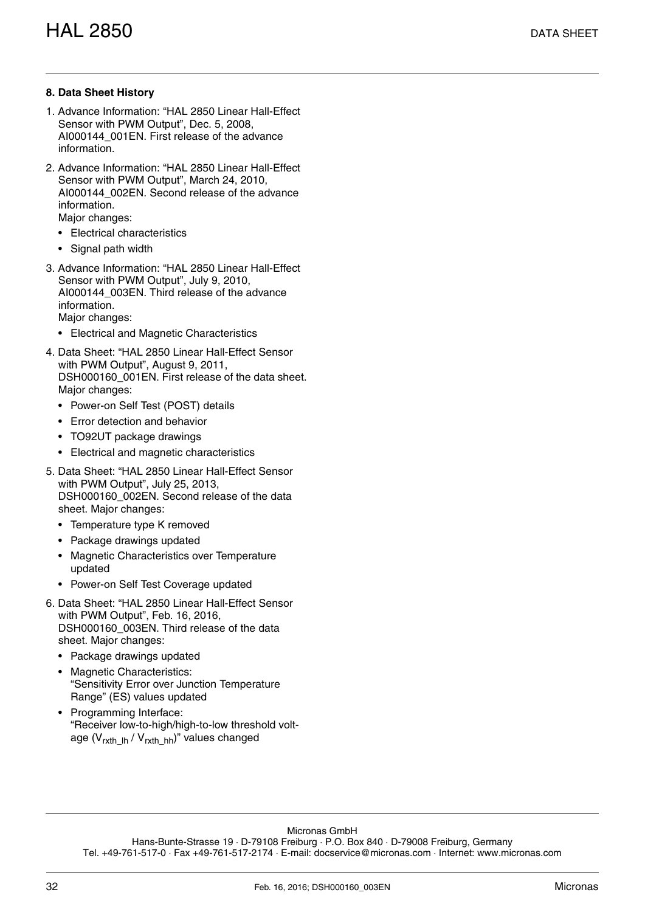## 8. Data Sheet History

1. Advance Information: "HAL 2850 Linear Hall-Effect Sensor with PWM Output", Dec. 5, 2008, AI000144_001EN. First release of the advance information.
2. Advance Information: "HAL 2850 Linear Hall-Effect Sensor with PWM Output", March 24, 2010, AI000144_002EN. Second release of the advance information.
   Major changes:
   - Electrical characteristics
   - Signal path width
3. Advance Information: "HAL 2850 Linear Hall-Effect Sensor with PWM Output", July 9, 2010, AI000144_003EN. Third release of the advance information.
   Major changes:
   - Electrical and Magnetic Characteristics
4. Data Sheet: "HAL 2850 Linear Hall-Effect Sensor with PWM Output", August 9, 2011, DSH000160_001EN. First release of the data sheet. Major changes:
   - Power-on Self Test (POST) details
   - Error detection and behavior
   - TO92UT package drawings
   - Electrical and magnetic characteristics
5. Data Sheet: "HAL 2850 Linear Hall-Effect Sensor with PWM Output", July 25, 2013, DSH000160_002EN. Second release of the data sheet. Major changes:
   - Temperature type K removed
   - Package drawings updated
   - Magnetic Characteristics over Temperature updated
   - Power-on Self Test Coverage updated
6. Data Sheet: "HAL 2850 Linear Hall-Effect Sensor with PWM Output", Feb. 16, 2016, DSH000160_003EN. Third release of the data sheet. Major changes:
   - Package drawings updated
   - Magnetic Characteristics: "Sensitivity Error over Junction Temperature Range" (ES) values updated
   - Programming Interface: "Receiver low-to-high/high-to-low threshold voltage ($V_{rxth\_lh}$ / $V_{rxth\_hh}$)" values changed

Micronas GmbH
Hans-Bunte-Strasse 19 · D-79108 Freiburg · P.O. Box 840 · D-79008 Freiburg, Germany
Tel. +49-761-517-0 · Fax +49-761-517-2174 · E-mail: docservice@micronas.com · Internet: www.micronas.com